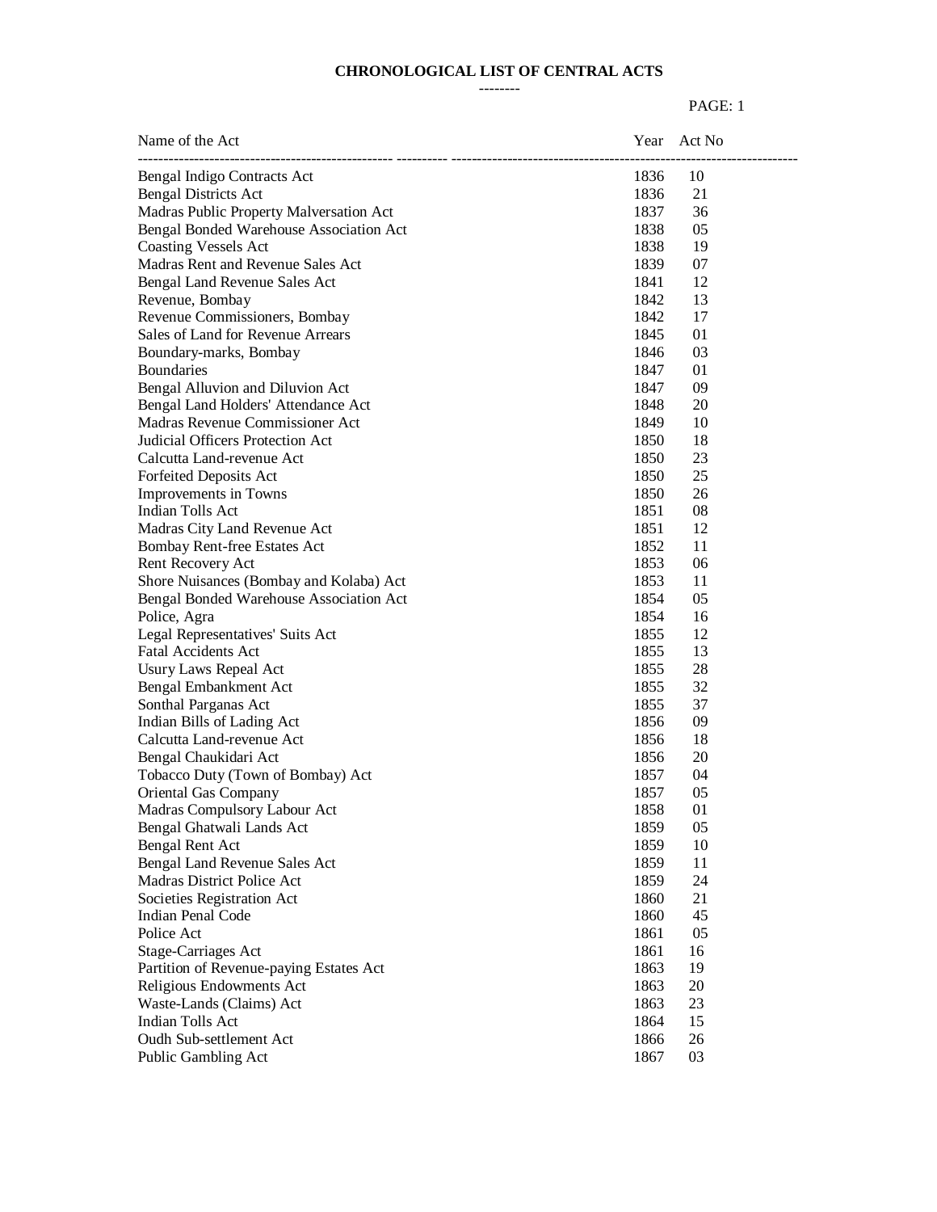# CHRONOLOGICAL LIST OF CENTRAL ACTS

--------

| Name of the Act | Year | Act No |
|---|---|---|
| Bengal Indigo Contracts Act | 1836 | 10 |
| Bengal Districts Act | 1836 | 21 |
| Madras Public Property Malversation Act | 1837 | 36 |
| Bengal Bonded Warehouse Association Act | 1838 | 05 |
| Coasting Vessels Act | 1838 | 19 |
| Madras Rent and Revenue Sales Act | 1839 | 07 |
| Bengal Land Revenue Sales Act | 1841 | 12 |
| Revenue, Bombay | 1842 | 13 |
| Revenue Commissioners, Bombay | 1842 | 17 |
| Sales of Land for Revenue Arrears | 1845 | 01 |
| Boundary-marks, Bombay | 1846 | 03 |
| Boundaries | 1847 | 01 |
| Bengal Alluvion and Diluvion Act | 1847 | 09 |
| Bengal Land Holders' Attendance Act | 1848 | 20 |
| Madras Revenue Commissioner Act | 1849 | 10 |
| Judicial Officers Protection Act | 1850 | 18 |
| Calcutta Land-revenue Act | 1850 | 23 |
| Forfeited Deposits Act | 1850 | 25 |
| Improvements in Towns | 1850 | 26 |
| Indian Tolls Act | 1851 | 08 |
| Madras City Land Revenue Act | 1851 | 12 |
| Bombay Rent-free Estates Act | 1852 | 11 |
| Rent Recovery Act | 1853 | 06 |
| Shore Nuisances (Bombay and Kolaba) Act | 1853 | 11 |
| Bengal Bonded Warehouse Association Act | 1854 | 05 |
| Police, Agra | 1854 | 16 |
| Legal Representatives' Suits Act | 1855 | 12 |
| Fatal Accidents Act | 1855 | 13 |
| Usury Laws Repeal Act | 1855 | 28 |
| Bengal Embankment Act | 1855 | 32 |
| Sonthal Parganas Act | 1855 | 37 |
| Indian Bills of Lading Act | 1856 | 09 |
| Calcutta Land-revenue Act | 1856 | 18 |
| Bengal Chaukidari Act | 1856 | 20 |
| Tobacco Duty (Town of Bombay) Act | 1857 | 04 |
| Oriental Gas Company | 1857 | 05 |
| Madras Compulsory Labour Act | 1858 | 01 |
| Bengal Ghatwali Lands Act | 1859 | 05 |
| Bengal Rent Act | 1859 | 10 |
| Bengal Land Revenue Sales Act | 1859 | 11 |
| Madras District Police Act | 1859 | 24 |
| Societies Registration Act | 1860 | 21 |
| Indian Penal Code | 1860 | 45 |
| Police Act | 1861 | 05 |
| Stage-Carriages Act | 1861 | 16 |
| Partition of Revenue-paying Estates Act | 1863 | 19 |
| Religious Endowments Act | 1863 | 20 |
| Waste-Lands (Claims) Act | 1863 | 23 |
| Indian Tolls Act | 1864 | 15 |
| Oudh Sub-settlement Act | 1866 | 26 |
| Public Gambling Act | 1867 | 03 |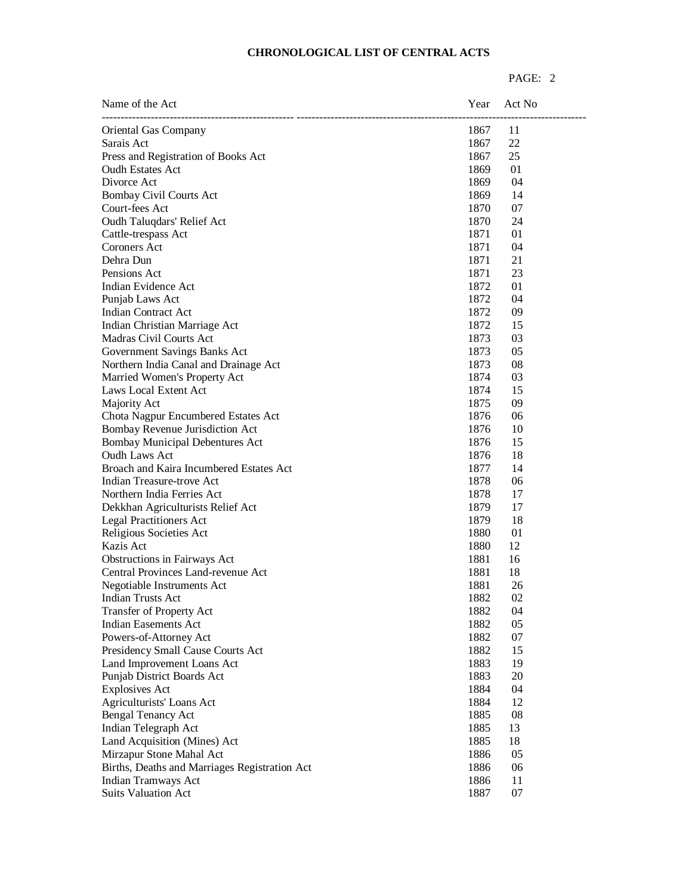**CHRONOLOGICAL LIST OF CENTRAL ACTS**

| Name of the Act | Year | Act No |
|---|---|---|
| Oriental Gas Company | 1867 | 11 |
| Sarais Act | 1867 | 22 |
| Press and Registration of Books Act | 1867 | 25 |
| Oudh Estates Act | 1869 | 01 |
| Divorce Act | 1869 | 04 |
| Bombay Civil Courts Act | 1869 | 14 |
| Court-fees Act | 1870 | 07 |
| Oudh Taluqdars' Relief Act | 1870 | 24 |
| Cattle-trespass Act | 1871 | 01 |
| Coroners Act | 1871 | 04 |
| Dehra Dun | 1871 | 21 |
| Pensions Act | 1871 | 23 |
| Indian Evidence Act | 1872 | 01 |
| Punjab Laws Act | 1872 | 04 |
| Indian Contract Act | 1872 | 09 |
| Indian Christian Marriage Act | 1872 | 15 |
| Madras Civil Courts Act | 1873 | 03 |
| Government Savings Banks Act | 1873 | 05 |
| Northern India Canal and Drainage Act | 1873 | 08 |
| Married Women's Property Act | 1874 | 03 |
| Laws Local Extent Act | 1874 | 15 |
| Majority Act | 1875 | 09 |
| Chota Nagpur Encumbered Estates Act | 1876 | 06 |
| Bombay Revenue Jurisdiction Act | 1876 | 10 |
| Bombay Municipal Debentures Act | 1876 | 15 |
| Oudh Laws Act | 1876 | 18 |
| Broach and Kaira Incumbered Estates Act | 1877 | 14 |
| Indian Treasure-trove Act | 1878 | 06 |
| Northern India Ferries Act | 1878 | 17 |
| Dekkhan Agriculturists Relief Act | 1879 | 17 |
| Legal Practitioners Act | 1879 | 18 |
| Religious Societies Act | 1880 | 01 |
| Kazis Act | 1880 | 12 |
| Obstructions in Fairways Act | 1881 | 16 |
| Central Provinces Land-revenue Act | 1881 | 18 |
| Negotiable Instruments Act | 1881 | 26 |
| Indian Trusts Act | 1882 | 02 |
| Transfer of Property Act | 1882 | 04 |
| Indian Easements Act | 1882 | 05 |
| Powers-of-Attorney Act | 1882 | 07 |
| Presidency Small Cause Courts Act | 1882 | 15 |
| Land Improvement Loans Act | 1883 | 19 |
| Punjab District Boards Act | 1883 | 20 |
| Explosives Act | 1884 | 04 |
| Agriculturists' Loans Act | 1884 | 12 |
| Bengal Tenancy Act | 1885 | 08 |
| Indian Telegraph Act | 1885 | 13 |
| Land Acquisition (Mines) Act | 1885 | 18 |
| Mirzapur Stone Mahal Act | 1886 | 05 |
| Births, Deaths and Marriages Registration Act | 1886 | 06 |
| Indian Tramways Act | 1886 | 11 |
| Suits Valuation Act | 1887 | 07 |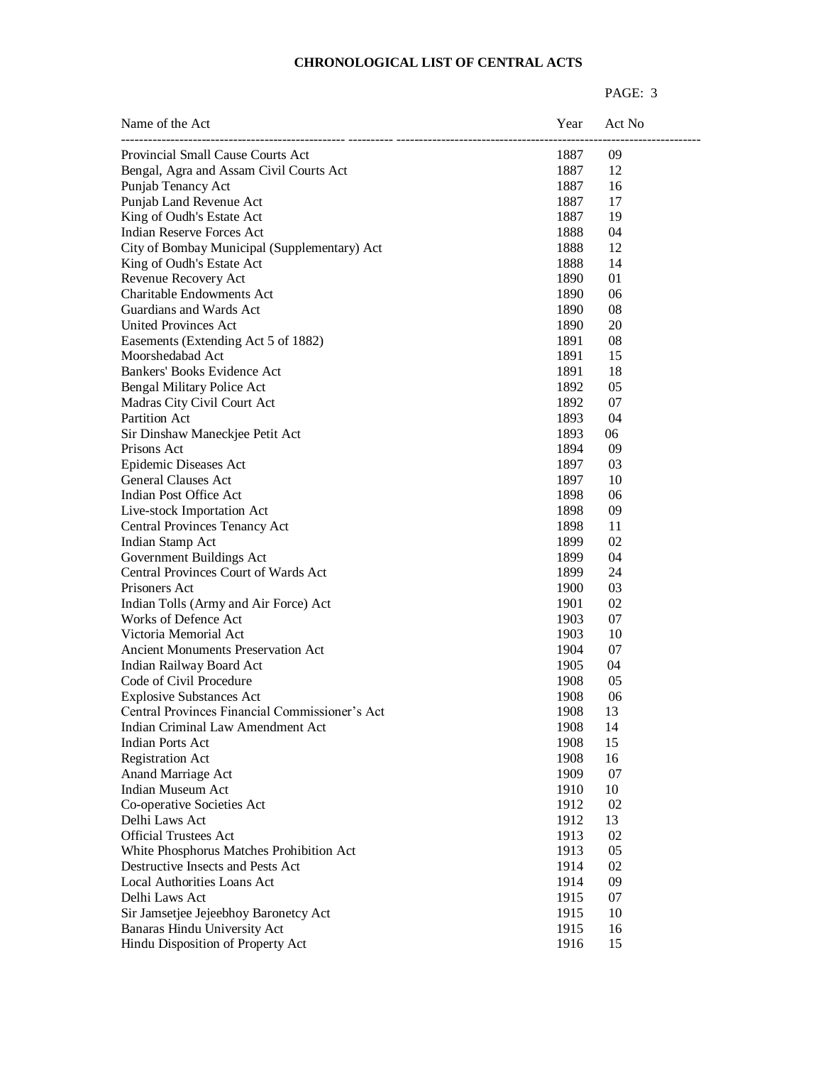**CHRONOLOGICAL LIST OF CENTRAL ACTS**

| Name of the Act | Year | Act No |
|---|---|---|
| Provincial Small Cause Courts Act | 1887 | 09 |
| Bengal, Agra and Assam Civil Courts Act | 1887 | 12 |
| Punjab Tenancy Act | 1887 | 16 |
| Punjab Land Revenue Act | 1887 | 17 |
| King of Oudh's Estate Act | 1887 | 19 |
| Indian Reserve Forces Act | 1888 | 04 |
| City of Bombay Municipal (Supplementary) Act | 1888 | 12 |
| King of Oudh's Estate Act | 1888 | 14 |
| Revenue Recovery Act | 1890 | 01 |
| Charitable Endowments Act | 1890 | 06 |
| Guardians and Wards Act | 1890 | 08 |
| United Provinces Act | 1890 | 20 |
| Easements (Extending Act 5 of 1882) | 1891 | 08 |
| Moorshedabad Act | 1891 | 15 |
| Bankers' Books Evidence Act | 1891 | 18 |
| Bengal Military Police Act | 1892 | 05 |
| Madras City Civil Court Act | 1892 | 07 |
| Partition Act | 1893 | 04 |
| Sir Dinshaw Maneckjee Petit Act | 1893 | 06 |
| Prisons Act | 1894 | 09 |
| Epidemic Diseases Act | 1897 | 03 |
| General Clauses Act | 1897 | 10 |
| Indian Post Office Act | 1898 | 06 |
| Live-stock Importation Act | 1898 | 09 |
| Central Provinces Tenancy Act | 1898 | 11 |
| Indian Stamp Act | 1899 | 02 |
| Government Buildings Act | 1899 | 04 |
| Central Provinces Court of Wards Act | 1899 | 24 |
| Prisoners Act | 1900 | 03 |
| Indian Tolls (Army and Air Force) Act | 1901 | 02 |
| Works of Defence Act | 1903 | 07 |
| Victoria Memorial Act | 1903 | 10 |
| Ancient Monuments Preservation Act | 1904 | 07 |
| Indian Railway Board Act | 1905 | 04 |
| Code of Civil Procedure | 1908 | 05 |
| Explosive Substances Act | 1908 | 06 |
| Central Provinces Financial Commissioner's Act | 1908 | 13 |
| Indian Criminal Law Amendment Act | 1908 | 14 |
| Indian Ports Act | 1908 | 15 |
| Registration Act | 1908 | 16 |
| Anand Marriage Act | 1909 | 07 |
| Indian Museum Act | 1910 | 10 |
| Co-operative Societies Act | 1912 | 02 |
| Delhi Laws Act | 1912 | 13 |
| Official Trustees Act | 1913 | 02 |
| White Phosphorus Matches Prohibition Act | 1913 | 05 |
| Destructive Insects and Pests Act | 1914 | 02 |
| Local Authorities Loans Act | 1914 | 09 |
| Delhi Laws Act | 1915 | 07 |
| Sir Jamsetjee Jejeebhoy Baronetcy Act | 1915 | 10 |
| Banaras Hindu University Act | 1915 | 16 |
| Hindu Disposition of Property Act | 1916 | 15 |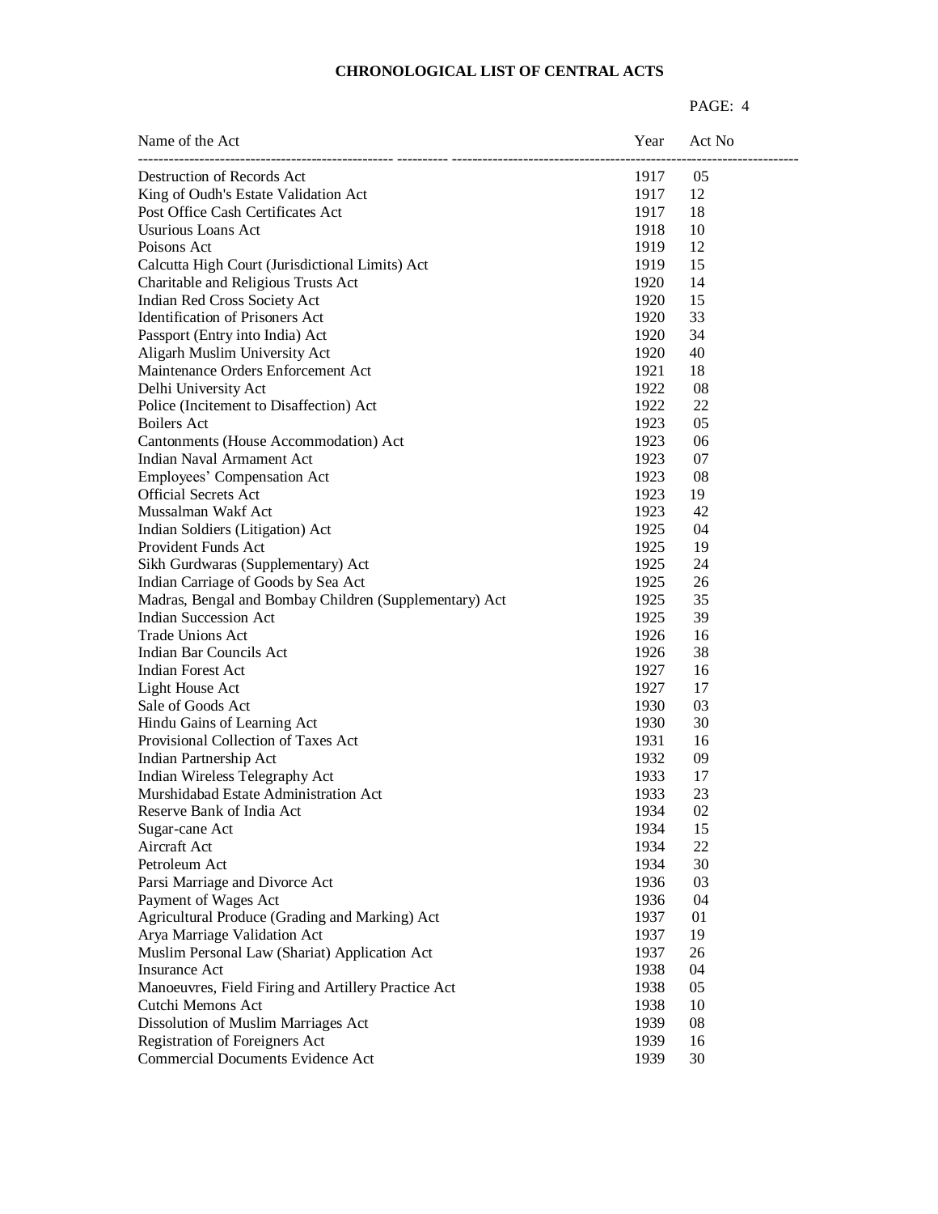**CHRONOLOGICAL LIST OF CENTRAL ACTS**

| Name of the Act | Year | Act No |
|---|---|---|
| Destruction of Records Act | 1917 | 05 |
| King of Oudh's Estate Validation Act | 1917 | 12 |
| Post Office Cash Certificates Act | 1917 | 18 |
| Usurious Loans Act | 1918 | 10 |
| Poisons Act | 1919 | 12 |
| Calcutta High Court (Jurisdictional Limits) Act | 1919 | 15 |
| Charitable and Religious Trusts Act | 1920 | 14 |
| Indian Red Cross Society Act | 1920 | 15 |
| Identification of Prisoners Act | 1920 | 33 |
| Passport (Entry into India) Act | 1920 | 34 |
| Aligarh Muslim University Act | 1920 | 40 |
| Maintenance Orders Enforcement Act | 1921 | 18 |
| Delhi University Act | 1922 | 08 |
| Police (Incitement to Disaffection) Act | 1922 | 22 |
| Boilers Act | 1923 | 05 |
| Cantonments (House Accommodation) Act | 1923 | 06 |
| Indian Naval Armament Act | 1923 | 07 |
| Employees' Compensation Act | 1923 | 08 |
| Official Secrets Act | 1923 | 19 |
| Mussalman Wakf Act | 1923 | 42 |
| Indian Soldiers (Litigation) Act | 1925 | 04 |
| Provident Funds Act | 1925 | 19 |
| Sikh Gurdwaras (Supplementary) Act | 1925 | 24 |
| Indian Carriage of Goods by Sea Act | 1925 | 26 |
| Madras, Bengal and Bombay Children (Supplementary) Act | 1925 | 35 |
| Indian Succession Act | 1925 | 39 |
| Trade Unions Act | 1926 | 16 |
| Indian Bar Councils Act | 1926 | 38 |
| Indian Forest Act | 1927 | 16 |
| Light House Act | 1927 | 17 |
| Sale of Goods Act | 1930 | 03 |
| Hindu Gains of Learning Act | 1930 | 30 |
| Provisional Collection of Taxes Act | 1931 | 16 |
| Indian Partnership Act | 1932 | 09 |
| Indian Wireless Telegraphy Act | 1933 | 17 |
| Murshidabad Estate Administration Act | 1933 | 23 |
| Reserve Bank of India Act | 1934 | 02 |
| Sugar-cane Act | 1934 | 15 |
| Aircraft Act | 1934 | 22 |
| Petroleum Act | 1934 | 30 |
| Parsi Marriage and Divorce Act | 1936 | 03 |
| Payment of Wages Act | 1936 | 04 |
| Agricultural Produce (Grading and Marking) Act | 1937 | 01 |
| Arya Marriage Validation Act | 1937 | 19 |
| Muslim Personal Law (Shariat) Application Act | 1937 | 26 |
| Insurance Act | 1938 | 04 |
| Manoeuvres, Field Firing and Artillery Practice Act | 1938 | 05 |
| Cutchi Memons Act | 1938 | 10 |
| Dissolution of Muslim Marriages Act | 1939 | 08 |
| Registration of Foreigners Act | 1939 | 16 |
| Commercial Documents Evidence Act | 1939 | 30 |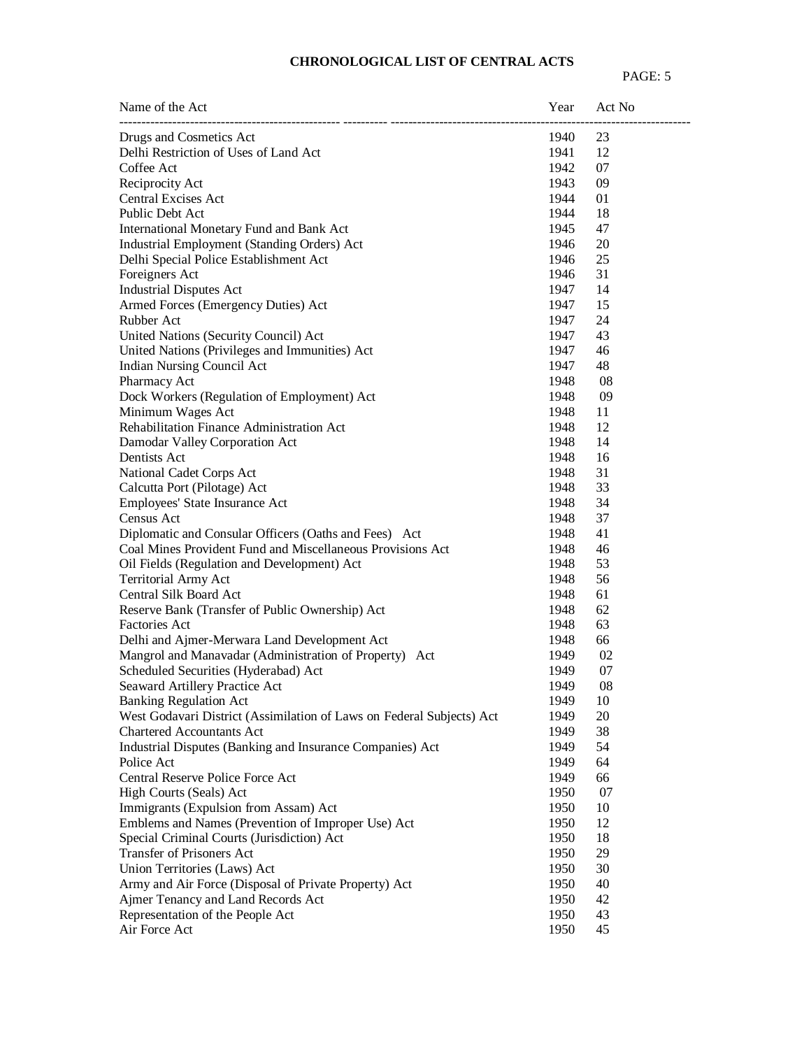# CHRONOLOGICAL LIST OF CENTRAL ACTS

| Name of the Act | Year | Act No |
|---|---|---|
| Drugs and Cosmetics Act | 1940 | 23 |
| Delhi Restriction of Uses of Land Act | 1941 | 12 |
| Coffee Act | 1942 | 07 |
| Reciprocity Act | 1943 | 09 |
| Central Excises Act | 1944 | 01 |
| Public Debt Act | 1944 | 18 |
| International Monetary Fund and Bank Act | 1945 | 47 |
| Industrial Employment (Standing Orders) Act | 1946 | 20 |
| Delhi Special Police Establishment Act | 1946 | 25 |
| Foreigners Act | 1946 | 31 |
| Industrial Disputes Act | 1947 | 14 |
| Armed Forces (Emergency Duties) Act | 1947 | 15 |
| Rubber Act | 1947 | 24 |
| United Nations (Security Council) Act | 1947 | 43 |
| United Nations (Privileges and Immunities) Act | 1947 | 46 |
| Indian Nursing Council Act | 1947 | 48 |
| Pharmacy Act | 1948 | 08 |
| Dock Workers (Regulation of Employment) Act | 1948 | 09 |
| Minimum Wages Act | 1948 | 11 |
| Rehabilitation Finance Administration Act | 1948 | 12 |
| Damodar Valley Corporation Act | 1948 | 14 |
| Dentists Act | 1948 | 16 |
| National Cadet Corps Act | 1948 | 31 |
| Calcutta Port (Pilotage) Act | 1948 | 33 |
| Employees' State Insurance Act | 1948 | 34 |
| Census Act | 1948 | 37 |
| Diplomatic and Consular Officers (Oaths and Fees) Act | 1948 | 41 |
| Coal Mines Provident Fund and Miscellaneous Provisions Act | 1948 | 46 |
| Oil Fields (Regulation and Development) Act | 1948 | 53 |
| Territorial Army Act | 1948 | 56 |
| Central Silk Board Act | 1948 | 61 |
| Reserve Bank (Transfer of Public Ownership) Act | 1948 | 62 |
| Factories Act | 1948 | 63 |
| Delhi and Ajmer-Merwara Land Development Act | 1948 | 66 |
| Mangrol and Manavadar (Administration of Property) Act | 1949 | 02 |
| Scheduled Securities (Hyderabad) Act | 1949 | 07 |
| Seaward Artillery Practice Act | 1949 | 08 |
| Banking Regulation Act | 1949 | 10 |
| West Godavari District (Assimilation of Laws on Federal Subjects) Act | 1949 | 20 |
| Chartered Accountants Act | 1949 | 38 |
| Industrial Disputes (Banking and Insurance Companies) Act | 1949 | 54 |
| Police Act | 1949 | 64 |
| Central Reserve Police Force Act | 1949 | 66 |
| High Courts (Seals) Act | 1950 | 07 |
| Immigrants (Expulsion from Assam) Act | 1950 | 10 |
| Emblems and Names (Prevention of Improper Use) Act | 1950 | 12 |
| Special Criminal Courts (Jurisdiction) Act | 1950 | 18 |
| Transfer of Prisoners Act | 1950 | 29 |
| Union Territories (Laws) Act | 1950 | 30 |
| Army and Air Force (Disposal of Private Property) Act | 1950 | 40 |
| Ajmer Tenancy and Land Records Act | 1950 | 42 |
| Representation of the People Act | 1950 | 43 |
| Air Force Act | 1950 | 45 |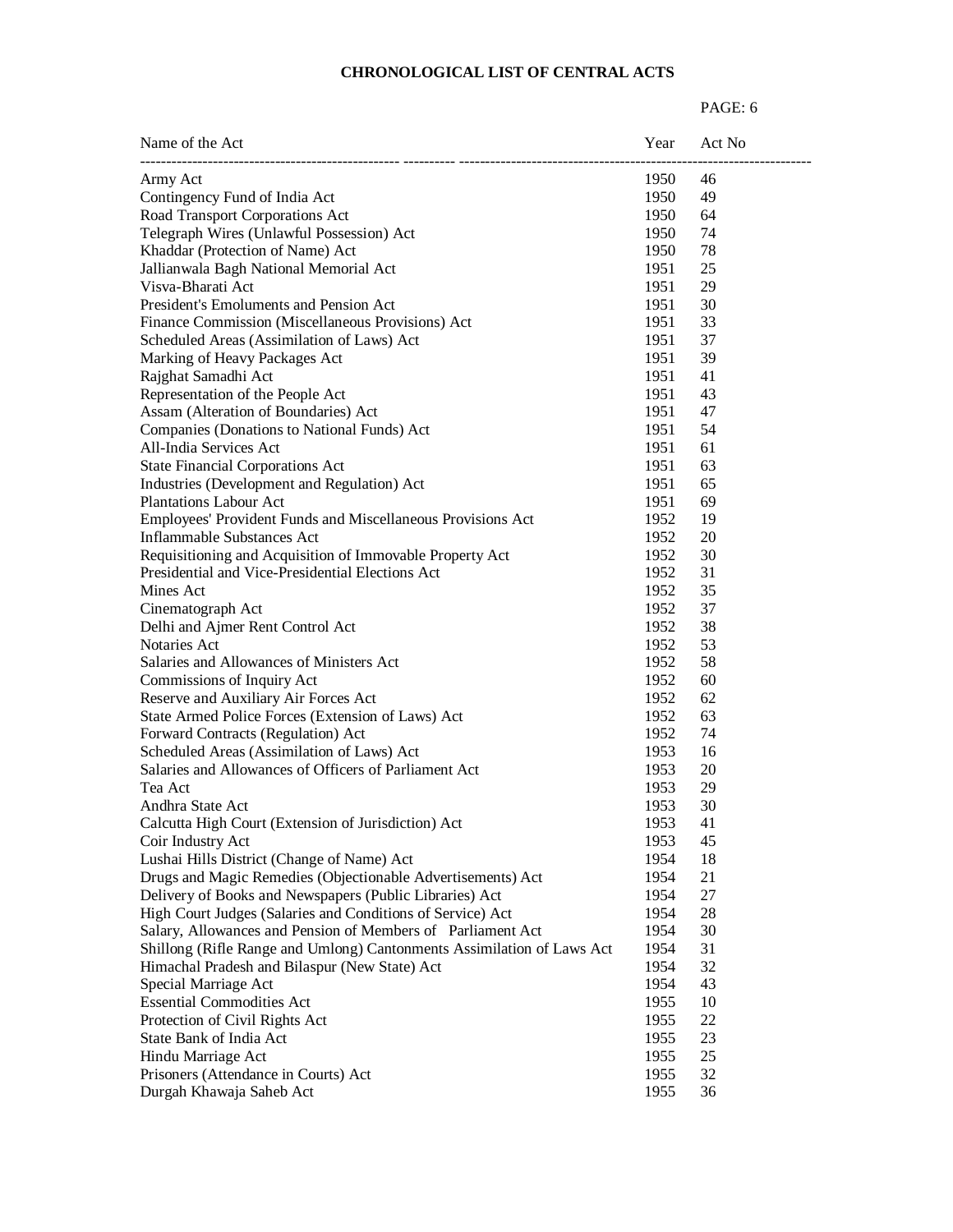**CHRONOLOGICAL LIST OF CENTRAL ACTS**

| Name of the Act | Year | Act No |
|---|---|---|
| Army Act | 1950 | 46 |
| Contingency Fund of India Act | 1950 | 49 |
| Road Transport Corporations Act | 1950 | 64 |
| Telegraph Wires (Unlawful Possession) Act | 1950 | 74 |
| Khaddar (Protection of Name) Act | 1950 | 78 |
| Jallianwala Bagh National Memorial Act | 1951 | 25 |
| Visva-Bharati Act | 1951 | 29 |
| President's Emoluments and Pension Act | 1951 | 30 |
| Finance Commission (Miscellaneous Provisions) Act | 1951 | 33 |
| Scheduled Areas (Assimilation of Laws) Act | 1951 | 37 |
| Marking of Heavy Packages Act | 1951 | 39 |
| Rajghat Samadhi Act | 1951 | 41 |
| Representation of the People Act | 1951 | 43 |
| Assam (Alteration of Boundaries) Act | 1951 | 47 |
| Companies (Donations to National Funds) Act | 1951 | 54 |
| All-India Services Act | 1951 | 61 |
| State Financial Corporations Act | 1951 | 63 |
| Industries (Development and Regulation) Act | 1951 | 65 |
| Plantations Labour Act | 1951 | 69 |
| Employees' Provident Funds and Miscellaneous Provisions Act | 1952 | 19 |
| Inflammable Substances Act | 1952 | 20 |
| Requisitioning and Acquisition of Immovable Property Act | 1952 | 30 |
| Presidential and Vice-Presidential Elections Act | 1952 | 31 |
| Mines Act | 1952 | 35 |
| Cinematograph Act | 1952 | 37 |
| Delhi and Ajmer Rent Control Act | 1952 | 38 |
| Notaries Act | 1952 | 53 |
| Salaries and Allowances of Ministers Act | 1952 | 58 |
| Commissions of Inquiry Act | 1952 | 60 |
| Reserve and Auxiliary Air Forces Act | 1952 | 62 |
| State Armed Police Forces (Extension of Laws) Act | 1952 | 63 |
| Forward Contracts (Regulation) Act | 1952 | 74 |
| Scheduled Areas (Assimilation of Laws) Act | 1953 | 16 |
| Salaries and Allowances of Officers of Parliament Act | 1953 | 20 |
| Tea Act | 1953 | 29 |
| Andhra State Act | 1953 | 30 |
| Calcutta High Court (Extension of Jurisdiction) Act | 1953 | 41 |
| Coir Industry Act | 1953 | 45 |
| Lushai Hills District (Change of Name) Act | 1954 | 18 |
| Drugs and Magic Remedies (Objectionable Advertisements) Act | 1954 | 21 |
| Delivery of Books and Newspapers (Public Libraries) Act | 1954 | 27 |
| High Court Judges (Salaries and Conditions of Service) Act | 1954 | 28 |
| Salary, Allowances and Pension of Members of Parliament Act | 1954 | 30 |
| Shillong (Rifle Range and Umlong) Cantonments Assimilation of Laws Act | 1954 | 31 |
| Himachal Pradesh and Bilaspur (New State) Act | 1954 | 32 |
| Special Marriage Act | 1954 | 43 |
| Essential Commodities Act | 1955 | 10 |
| Protection of Civil Rights Act | 1955 | 22 |
| State Bank of India Act | 1955 | 23 |
| Hindu Marriage Act | 1955 | 25 |
| Prisoners (Attendance in Courts) Act | 1955 | 32 |
| Durgah Khawaja Saheb Act | 1955 | 36 |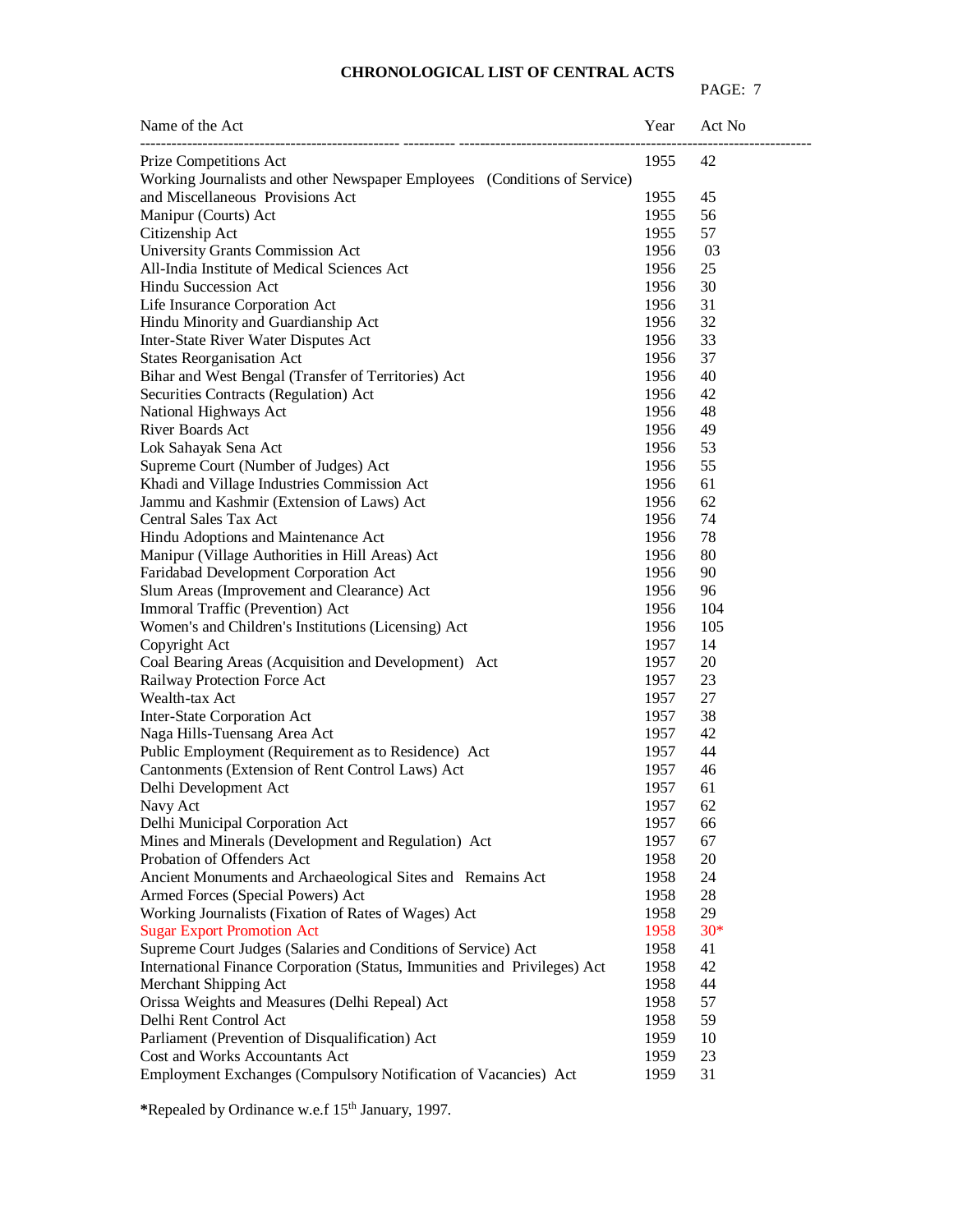## CHRONOLOGICAL LIST OF CENTRAL ACTS

| Name of the Act | Year | Act No |
|---|---|---|
| Prize Competitions Act | 1955 | 42 |
| Working Journalists and other Newspaper Employees (Conditions of Service) and Miscellaneous Provisions Act | 1955 | 45 |
| Manipur (Courts) Act | 1955 | 56 |
| Citizenship Act | 1955 | 57 |
| University Grants Commission Act | 1956 | 03 |
| All-India Institute of Medical Sciences Act | 1956 | 25 |
| Hindu Succession Act | 1956 | 30 |
| Life Insurance Corporation Act | 1956 | 31 |
| Hindu Minority and Guardianship Act | 1956 | 32 |
| Inter-State River Water Disputes Act | 1956 | 33 |
| States Reorganisation Act | 1956 | 37 |
| Bihar and West Bengal (Transfer of Territories) Act | 1956 | 40 |
| Securities Contracts (Regulation) Act | 1956 | 42 |
| National Highways Act | 1956 | 48 |
| River Boards Act | 1956 | 49 |
| Lok Sahayak Sena Act | 1956 | 53 |
| Supreme Court (Number of Judges) Act | 1956 | 55 |
| Khadi and Village Industries Commission Act | 1956 | 61 |
| Jammu and Kashmir (Extension of Laws) Act | 1956 | 62 |
| Central Sales Tax Act | 1956 | 74 |
| Hindu Adoptions and Maintenance Act | 1956 | 78 |
| Manipur (Village Authorities in Hill Areas) Act | 1956 | 80 |
| Faridabad Development Corporation Act | 1956 | 90 |
| Slum Areas (Improvement and Clearance) Act | 1956 | 96 |
| Immoral Traffic (Prevention) Act | 1956 | 104 |
| Women's and Children's Institutions (Licensing) Act | 1956 | 105 |
| Copyright Act | 1957 | 14 |
| Coal Bearing Areas (Acquisition and Development) Act | 1957 | 20 |
| Railway Protection Force Act | 1957 | 23 |
| Wealth-tax Act | 1957 | 27 |
| Inter-State Corporation Act | 1957 | 38 |
| Naga Hills-Tuensang Area Act | 1957 | 42 |
| Public Employment (Requirement as to Residence) Act | 1957 | 44 |
| Cantonments (Extension of Rent Control Laws) Act | 1957 | 46 |
| Delhi Development Act | 1957 | 61 |
| Navy Act | 1957 | 62 |
| Delhi Municipal Corporation Act | 1957 | 66 |
| Mines and Minerals (Development and Regulation) Act | 1957 | 67 |
| Probation of Offenders Act | 1958 | 20 |
| Ancient Monuments and Archaeological Sites and Remains Act | 1958 | 24 |
| Armed Forces (Special Powers) Act | 1958 | 28 |
| Working Journalists (Fixation of Rates of Wages) Act | 1958 | 29 |
| Sugar Export Promotion Act | 1958 | 30* |
| Supreme Court Judges (Salaries and Conditions of Service) Act | 1958 | 41 |
| International Finance Corporation (Status, Immunities and Privileges) Act | 1958 | 42 |
| Merchant Shipping Act | 1958 | 44 |
| Orissa Weights and Measures (Delhi Repeal) Act | 1958 | 57 |
| Delhi Rent Control Act | 1958 | 59 |
| Parliament (Prevention of Disqualification) Act | 1959 | 10 |
| Cost and Works Accountants Act | 1959 | 23 |
| Employment Exchanges (Compulsory Notification of Vacancies) Act | 1959 | 31 |

**\***Repealed by Ordinance w.e.f 15th January, 1997.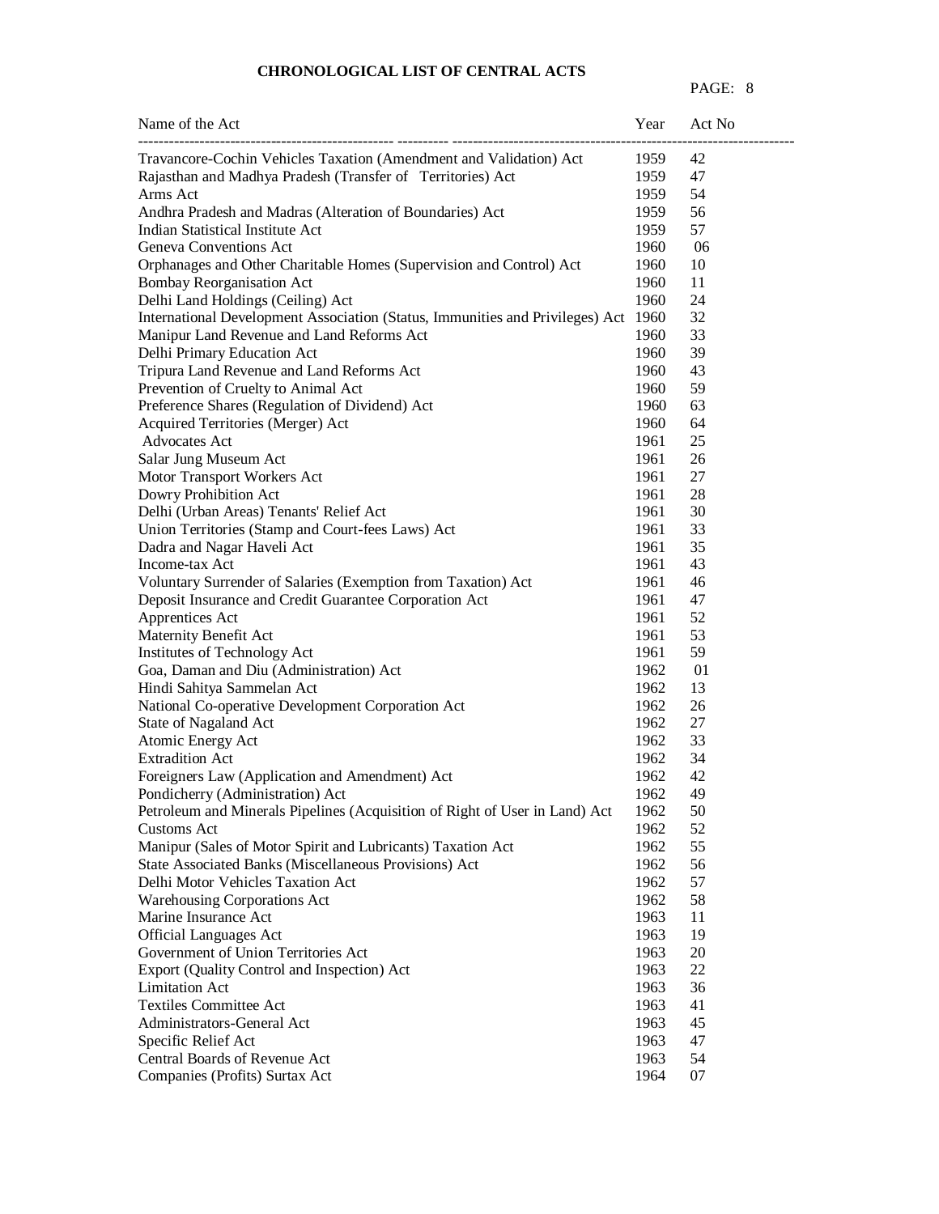**CHRONOLOGICAL LIST OF CENTRAL ACTS**

| Name of the Act | Year | Act No |
|---|---|---|
| Travancore-Cochin Vehicles Taxation (Amendment and Validation) Act | 1959 | 42 |
| Rajasthan and Madhya Pradesh (Transfer of Territories) Act | 1959 | 47 |
| Arms Act | 1959 | 54 |
| Andhra Pradesh and Madras (Alteration of Boundaries) Act | 1959 | 56 |
| Indian Statistical Institute Act | 1959 | 57 |
| Geneva Conventions Act | 1960 | 06 |
| Orphanages and Other Charitable Homes (Supervision and Control) Act | 1960 | 10 |
| Bombay Reorganisation Act | 1960 | 11 |
| Delhi Land Holdings (Ceiling) Act | 1960 | 24 |
| International Development Association (Status, Immunities and Privileges) Act | 1960 | 32 |
| Manipur Land Revenue and Land Reforms Act | 1960 | 33 |
| Delhi Primary Education Act | 1960 | 39 |
| Tripura Land Revenue and Land Reforms Act | 1960 | 43 |
| Prevention of Cruelty to Animal Act | 1960 | 59 |
| Preference Shares (Regulation of Dividend) Act | 1960 | 63 |
| Acquired Territories (Merger) Act | 1960 | 64 |
| Advocates Act | 1961 | 25 |
| Salar Jung Museum Act | 1961 | 26 |
| Motor Transport Workers Act | 1961 | 27 |
| Dowry Prohibition Act | 1961 | 28 |
| Delhi (Urban Areas) Tenants' Relief Act | 1961 | 30 |
| Union Territories (Stamp and Court-fees Laws) Act | 1961 | 33 |
| Dadra and Nagar Haveli Act | 1961 | 35 |
| Income-tax Act | 1961 | 43 |
| Voluntary Surrender of Salaries (Exemption from Taxation) Act | 1961 | 46 |
| Deposit Insurance and Credit Guarantee Corporation Act | 1961 | 47 |
| Apprentices Act | 1961 | 52 |
| Maternity Benefit Act | 1961 | 53 |
| Institutes of Technology Act | 1961 | 59 |
| Goa, Daman and Diu (Administration) Act | 1962 | 01 |
| Hindi Sahitya Sammelan Act | 1962 | 13 |
| National Co-operative Development Corporation Act | 1962 | 26 |
| State of Nagaland Act | 1962 | 27 |
| Atomic Energy Act | 1962 | 33 |
| Extradition Act | 1962 | 34 |
| Foreigners Law (Application and Amendment) Act | 1962 | 42 |
| Pondicherry (Administration) Act | 1962 | 49 |
| Petroleum and Minerals Pipelines (Acquisition of Right of User in Land) Act | 1962 | 50 |
| Customs Act | 1962 | 52 |
| Manipur (Sales of Motor Spirit and Lubricants) Taxation Act | 1962 | 55 |
| State Associated Banks (Miscellaneous Provisions) Act | 1962 | 56 |
| Delhi Motor Vehicles Taxation Act | 1962 | 57 |
| Warehousing Corporations Act | 1962 | 58 |
| Marine Insurance Act | 1963 | 11 |
| Official Languages Act | 1963 | 19 |
| Government of Union Territories Act | 1963 | 20 |
| Export (Quality Control and Inspection) Act | 1963 | 22 |
| Limitation Act | 1963 | 36 |
| Textiles Committee Act | 1963 | 41 |
| Administrators-General Act | 1963 | 45 |
| Specific Relief Act | 1963 | 47 |
| Central Boards of Revenue Act | 1963 | 54 |
| Companies (Profits) Surtax Act | 1964 | 07 |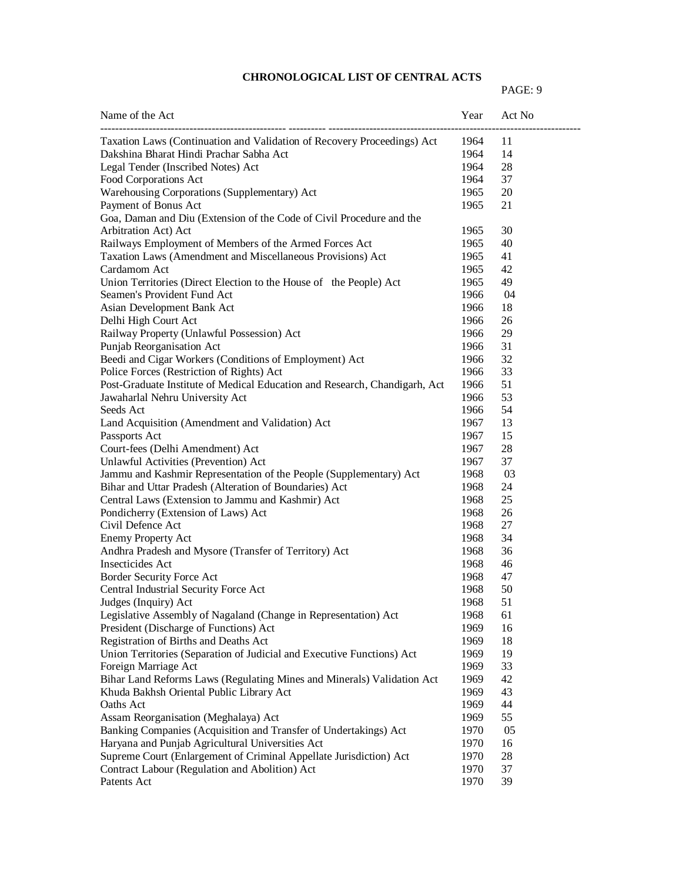# CHRONOLOGICAL LIST OF CENTRAL ACTS

| Name of the Act | Year | Act No |
|---|---|---|
| Taxation Laws (Continuation and Validation of Recovery Proceedings) Act | 1964 | 11 |
| Dakshina Bharat Hindi Prachar Sabha Act | 1964 | 14 |
| Legal Tender (Inscribed Notes) Act | 1964 | 28 |
| Food Corporations Act | 1964 | 37 |
| Warehousing Corporations (Supplementary) Act | 1965 | 20 |
| Payment of Bonus Act | 1965 | 21 |
| Goa, Daman and Diu (Extension of the Code of Civil Procedure and the Arbitration Act) Act | 1965 | 30 |
| Railways Employment of Members of the Armed Forces Act | 1965 | 40 |
| Taxation Laws (Amendment and Miscellaneous Provisions) Act | 1965 | 41 |
| Cardamom Act | 1965 | 42 |
| Union Territories (Direct Election to the House of the People) Act | 1965 | 49 |
| Seamen's Provident Fund Act | 1966 | 04 |
| Asian Development Bank Act | 1966 | 18 |
| Delhi High Court Act | 1966 | 26 |
| Railway Property (Unlawful Possession) Act | 1966 | 29 |
| Punjab Reorganisation Act | 1966 | 31 |
| Beedi and Cigar Workers (Conditions of Employment) Act | 1966 | 32 |
| Police Forces (Restriction of Rights) Act | 1966 | 33 |
| Post-Graduate Institute of Medical Education and Research, Chandigarh, Act | 1966 | 51 |
| Jawaharlal Nehru University Act | 1966 | 53 |
| Seeds Act | 1966 | 54 |
| Land Acquisition (Amendment and Validation) Act | 1967 | 13 |
| Passports Act | 1967 | 15 |
| Court-fees (Delhi Amendment) Act | 1967 | 28 |
| Unlawful Activities (Prevention) Act | 1967 | 37 |
| Jammu and Kashmir Representation of the People (Supplementary) Act | 1968 | 03 |
| Bihar and Uttar Pradesh (Alteration of Boundaries) Act | 1968 | 24 |
| Central Laws (Extension to Jammu and Kashmir) Act | 1968 | 25 |
| Pondicherry (Extension of Laws) Act | 1968 | 26 |
| Civil Defence Act | 1968 | 27 |
| Enemy Property Act | 1968 | 34 |
| Andhra Pradesh and Mysore (Transfer of Territory) Act | 1968 | 36 |
| Insecticides Act | 1968 | 46 |
| Border Security Force Act | 1968 | 47 |
| Central Industrial Security Force Act | 1968 | 50 |
| Judges (Inquiry) Act | 1968 | 51 |
| Legislative Assembly of Nagaland (Change in Representation) Act | 1968 | 61 |
| President (Discharge of Functions) Act | 1969 | 16 |
| Registration of Births and Deaths Act | 1969 | 18 |
| Union Territories (Separation of Judicial and Executive Functions) Act | 1969 | 19 |
| Foreign Marriage Act | 1969 | 33 |
| Bihar Land Reforms Laws (Regulating Mines and Minerals) Validation Act | 1969 | 42 |
| Khuda Bakhsh Oriental Public Library Act | 1969 | 43 |
| Oaths Act | 1969 | 44 |
| Assam Reorganisation (Meghalaya) Act | 1969 | 55 |
| Banking Companies (Acquisition and Transfer of Undertakings) Act | 1970 | 05 |
| Haryana and Punjab Agricultural Universities Act | 1970 | 16 |
| Supreme Court (Enlargement of Criminal Appellate Jurisdiction) Act | 1970 | 28 |
| Contract Labour (Regulation and Abolition) Act | 1970 | 37 |
| Patents Act | 1970 | 39 |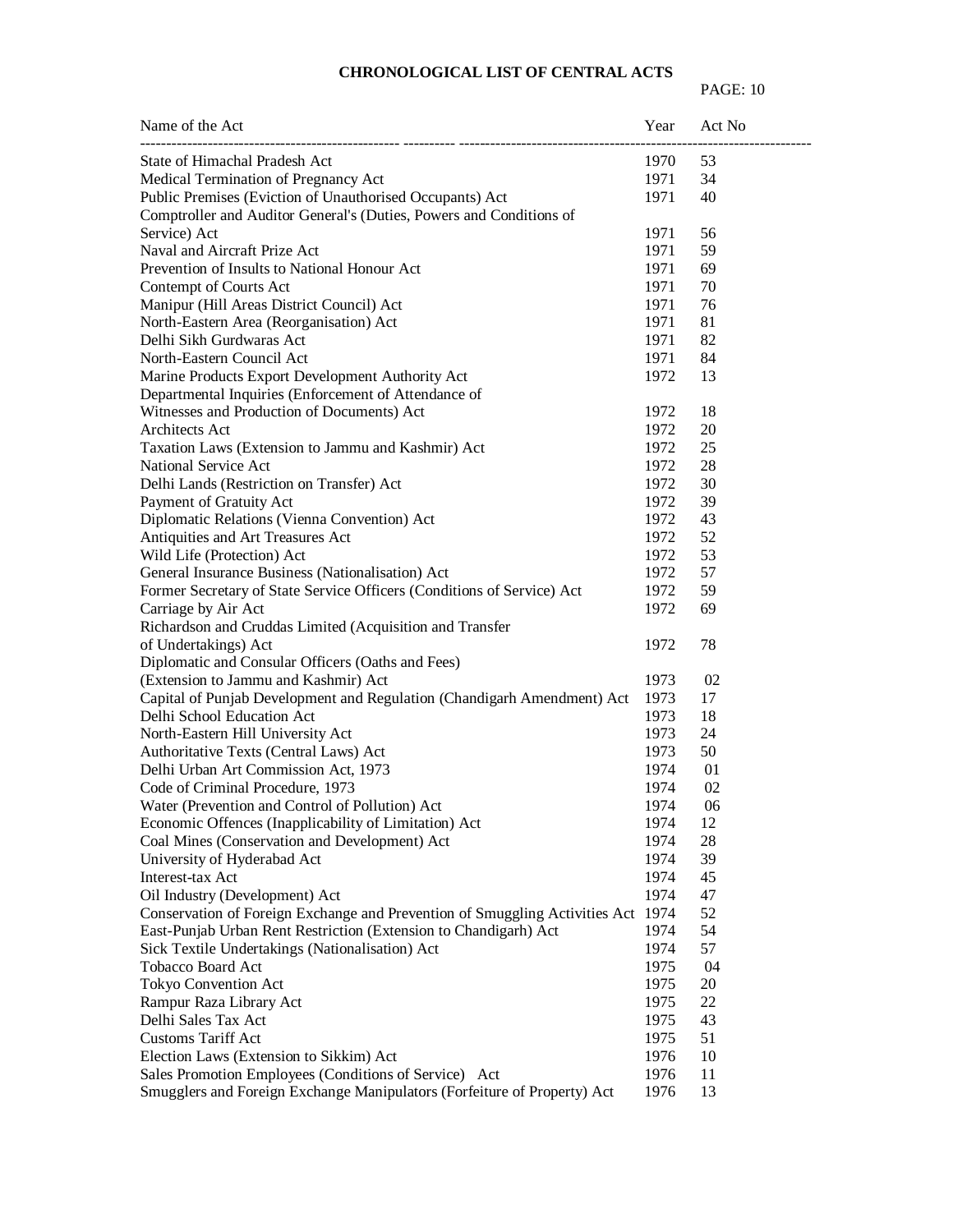## CHRONOLOGICAL LIST OF CENTRAL ACTS

| Name of the Act | Year | Act No |
|---|---|---|
| State of Himachal Pradesh Act | 1970 | 53 |
| Medical Termination of Pregnancy Act | 1971 | 34 |
| Public Premises (Eviction of Unauthorised Occupants) Act | 1971 | 40 |
| Comptroller and Auditor General's (Duties, Powers and Conditions of Service) Act | 1971 | 56 |
| Naval and Aircraft Prize Act | 1971 | 59 |
| Prevention of Insults to National Honour Act | 1971 | 69 |
| Contempt of Courts Act | 1971 | 70 |
| Manipur (Hill Areas District Council) Act | 1971 | 76 |
| North-Eastern Area (Reorganisation) Act | 1971 | 81 |
| Delhi Sikh Gurdwaras Act | 1971 | 82 |
| North-Eastern Council Act | 1971 | 84 |
| Marine Products Export Development Authority Act | 1972 | 13 |
| Departmental Inquiries (Enforcement of Attendance of Witnesses and Production of Documents) Act | 1972 | 18 |
| Architects Act | 1972 | 20 |
| Taxation Laws (Extension to Jammu and Kashmir) Act | 1972 | 25 |
| National Service Act | 1972 | 28 |
| Delhi Lands (Restriction on Transfer) Act | 1972 | 30 |
| Payment of Gratuity Act | 1972 | 39 |
| Diplomatic Relations (Vienna Convention) Act | 1972 | 43 |
| Antiquities and Art Treasures Act | 1972 | 52 |
| Wild Life (Protection) Act | 1972 | 53 |
| General Insurance Business (Nationalisation) Act | 1972 | 57 |
| Former Secretary of State Service Officers (Conditions of Service) Act | 1972 | 59 |
| Carriage by Air Act | 1972 | 69 |
| Richardson and Cruddas Limited (Acquisition and Transfer of Undertakings) Act | 1972 | 78 |
| Diplomatic and Consular Officers (Oaths and Fees) (Extension to Jammu and Kashmir) Act | 1973 | 02 |
| Capital of Punjab Development and Regulation (Chandigarh Amendment) Act | 1973 | 17 |
| Delhi School Education Act | 1973 | 18 |
| North-Eastern Hill University Act | 1973 | 24 |
| Authoritative Texts (Central Laws) Act | 1973 | 50 |
| Delhi Urban Art Commission Act, 1973 | 1974 | 01 |
| Code of Criminal Procedure, 1973 | 1974 | 02 |
| Water (Prevention and Control of Pollution) Act | 1974 | 06 |
| Economic Offences (Inapplicability of Limitation) Act | 1974 | 12 |
| Coal Mines (Conservation and Development) Act | 1974 | 28 |
| University of Hyderabad Act | 1974 | 39 |
| Interest-tax Act | 1974 | 45 |
| Oil Industry (Development) Act | 1974 | 47 |
| Conservation of Foreign Exchange and Prevention of Smuggling Activities Act | 1974 | 52 |
| East-Punjab Urban Rent Restriction (Extension to Chandigarh) Act | 1974 | 54 |
| Sick Textile Undertakings (Nationalisation) Act | 1974 | 57 |
| Tobacco Board Act | 1975 | 04 |
| Tokyo Convention Act | 1975 | 20 |
| Rampur Raza Library Act | 1975 | 22 |
| Delhi Sales Tax Act | 1975 | 43 |
| Customs Tariff Act | 1975 | 51 |
| Election Laws (Extension to Sikkim) Act | 1976 | 10 |
| Sales Promotion Employees (Conditions of Service) Act | 1976 | 11 |
| Smugglers and Foreign Exchange Manipulators (Forfeiture of Property) Act | 1976 | 13 |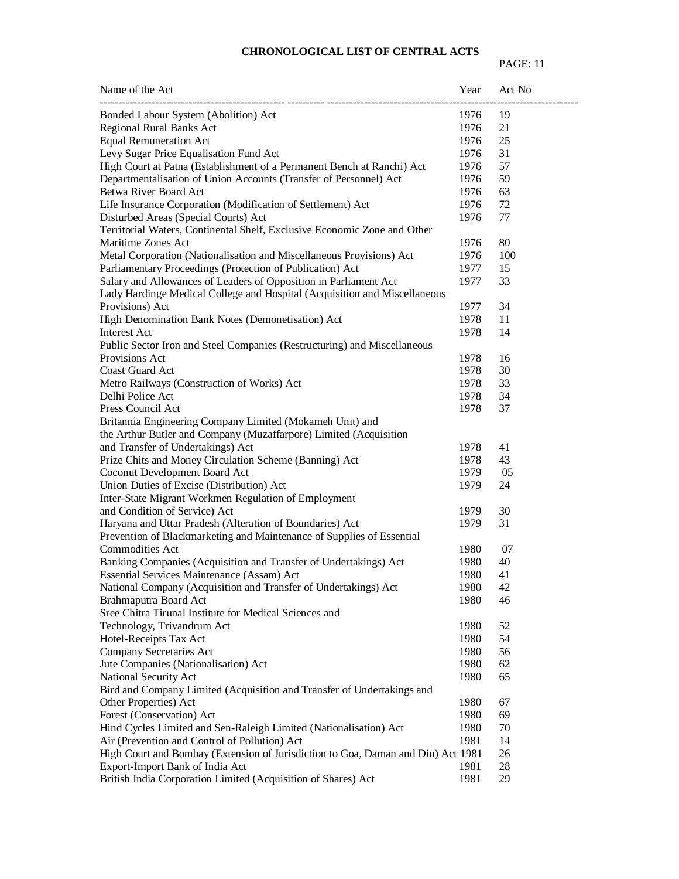# CHRONOLOGICAL LIST OF CENTRAL ACTS

| Name of the Act | Year | Act No |
|---|---|---|
| Bonded Labour System (Abolition) Act | 1976 | 19 |
| Regional Rural Banks Act | 1976 | 21 |
| Equal Remuneration Act | 1976 | 25 |
| Levy Sugar Price Equalisation Fund Act | 1976 | 31 |
| High Court at Patna (Establishment of a Permanent Bench at Ranchi) Act | 1976 | 57 |
| Departmentalisation of Union Accounts (Transfer of Personnel) Act | 1976 | 59 |
| Betwa River Board Act | 1976 | 63 |
| Life Insurance Corporation (Modification of Settlement) Act | 1976 | 72 |
| Disturbed Areas (Special Courts) Act | 1976 | 77 |
| Territorial Waters, Continental Shelf, Exclusive Economic Zone and Other Maritime Zones Act | 1976 | 80 |
| Metal Corporation (Nationalisation and Miscellaneous Provisions) Act | 1976 | 100 |
| Parliamentary Proceedings (Protection of Publication) Act | 1977 | 15 |
| Salary and Allowances of Leaders of Opposition in Parliament Act | 1977 | 33 |
| Lady Hardinge Medical College and Hospital (Acquisition and Miscellaneous Provisions) Act | 1977 | 34 |
| High Denomination Bank Notes (Demonetisation) Act | 1978 | 11 |
| Interest Act | 1978 | 14 |
| Public Sector Iron and Steel Companies (Restructuring) and Miscellaneous Provisions Act | 1978 | 16 |
| Coast Guard Act | 1978 | 30 |
| Metro Railways (Construction of Works) Act | 1978 | 33 |
| Delhi Police Act | 1978 | 34 |
| Press Council Act | 1978 | 37 |
| Britannia Engineering Company Limited (Mokameh Unit) and the Arthur Butler and Company (Muzaffarpore) Limited (Acquisition and Transfer of Undertakings) Act | 1978 | 41 |
| Prize Chits and Money Circulation Scheme (Banning) Act | 1978 | 43 |
| Coconut Development Board Act | 1979 | 05 |
| Union Duties of Excise (Distribution) Act | 1979 | 24 |
| Inter-State Migrant Workmen Regulation of Employment and Condition of Service) Act | 1979 | 30 |
| Haryana and Uttar Pradesh (Alteration of Boundaries) Act | 1979 | 31 |
| Prevention of Blackmarketing and Maintenance of Supplies of Essential Commodities Act | 1980 | 07 |
| Banking Companies (Acquisition and Transfer of Undertakings) Act | 1980 | 40 |
| Essential Services Maintenance (Assam) Act | 1980 | 41 |
| National Company (Acquisition and Transfer of Undertakings) Act | 1980 | 42 |
| Brahmaputra Board Act | 1980 | 46 |
| Sree Chitra Tirunal Institute for Medical Sciences and Technology, Trivandrum Act | 1980 | 52 |
| Hotel-Receipts Tax Act | 1980 | 54 |
| Company Secretaries Act | 1980 | 56 |
| Jute Companies (Nationalisation) Act | 1980 | 62 |
| National Security Act | 1980 | 65 |
| Bird and Company Limited (Acquisition and Transfer of Undertakings and Other Properties) Act | 1980 | 67 |
| Forest (Conservation) Act | 1980 | 69 |
| Hind Cycles Limited and Sen-Raleigh Limited (Nationalisation) Act | 1980 | 70 |
| Air (Prevention and Control of Pollution) Act | 1981 | 14 |
| High Court and Bombay (Extension of Jurisdiction to Goa, Daman and Diu) Act | 1981 | 26 |
| Export-Import Bank of India Act | 1981 | 28 |
| British India Corporation Limited (Acquisition of Shares) Act | 1981 | 29 |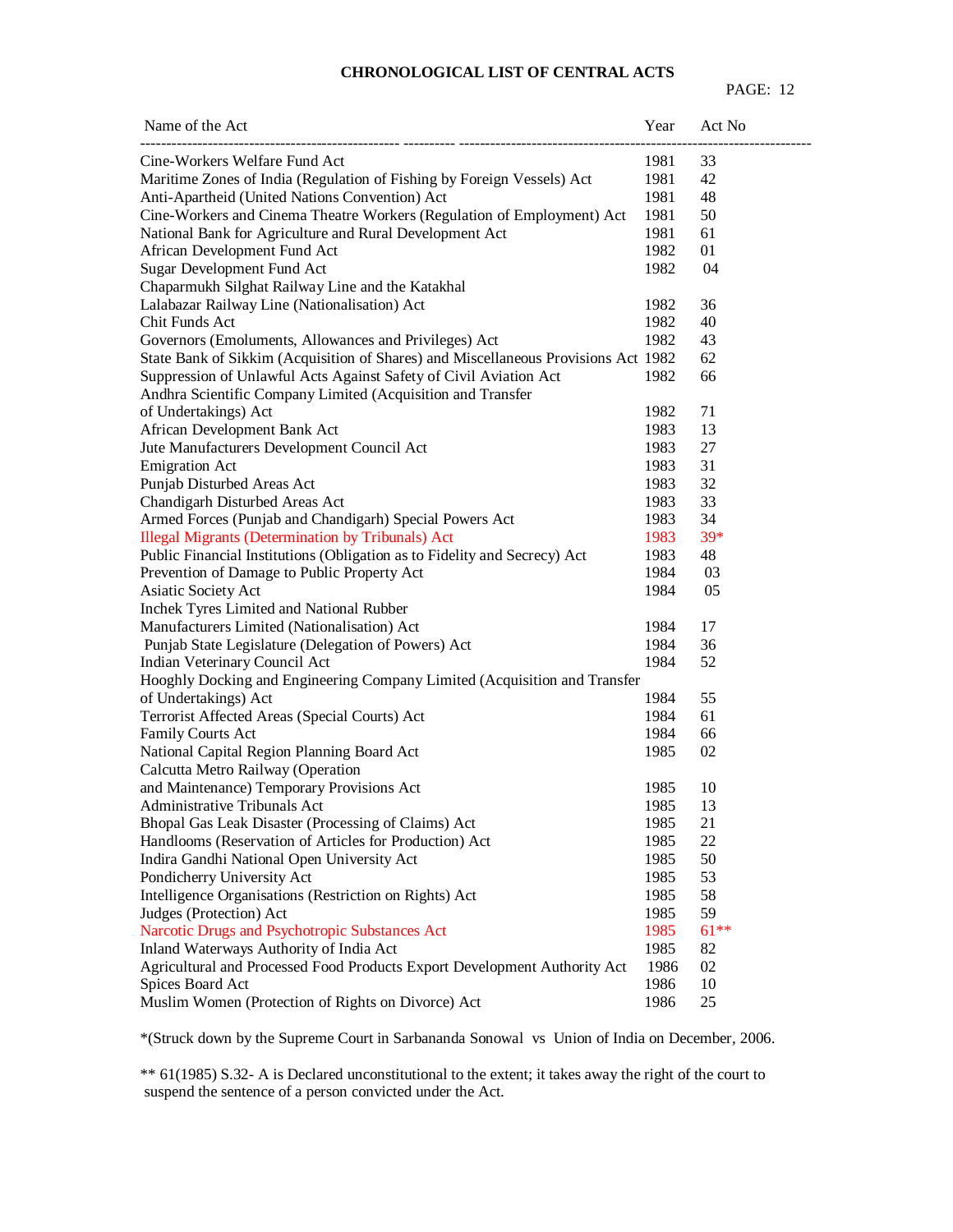## CHRONOLOGICAL LIST OF CENTRAL ACTS

| Name of the Act | Year | Act No |
|---|---|---|
| Cine-Workers Welfare Fund Act | 1981 | 33 |
| Maritime Zones of India (Regulation of Fishing by Foreign Vessels) Act | 1981 | 42 |
| Anti-Apartheid (United Nations Convention) Act | 1981 | 48 |
| Cine-Workers and Cinema Theatre Workers (Regulation of Employment) Act | 1981 | 50 |
| National Bank for Agriculture and Rural Development Act | 1981 | 61 |
| African Development Fund Act | 1982 | 01 |
| Sugar Development Fund Act | 1982 | 04 |
| Chaparmukh Silghat Railway Line and the Katakhal Lalabazar Railway Line (Nationalisation) Act | 1982 | 36 |
| Chit Funds Act | 1982 | 40 |
| Governors (Emoluments, Allowances and Privileges) Act | 1982 | 43 |
| State Bank of Sikkim (Acquisition of Shares) and Miscellaneous Provisions Act | 1982 | 62 |
| Suppression of Unlawful Acts Against Safety of Civil Aviation Act | 1982 | 66 |
| Andhra Scientific Company Limited (Acquisition and Transfer of Undertakings) Act | 1982 | 71 |
| African Development Bank Act | 1983 | 13 |
| Jute Manufacturers Development Council Act | 1983 | 27 |
| Emigration Act | 1983 | 31 |
| Punjab Disturbed Areas Act | 1983 | 32 |
| Chandigarh Disturbed Areas Act | 1983 | 33 |
| Armed Forces (Punjab and Chandigarh) Special Powers Act | 1983 | 34 |
| Illegal Migrants (Determination by Tribunals) Act | 1983 | 39* |
| Public Financial Institutions (Obligation as to Fidelity and Secrecy) Act | 1983 | 48 |
| Prevention of Damage to Public Property Act | 1984 | 03 |
| Asiatic Society Act | 1984 | 05 |
| Inchek Tyres Limited and National Rubber Manufacturers Limited (Nationalisation) Act | 1984 | 17 |
| Punjab State Legislature (Delegation of Powers) Act | 1984 | 36 |
| Indian Veterinary Council Act | 1984 | 52 |
| Hooghly Docking and Engineering Company Limited (Acquisition and Transfer of Undertakings) Act | 1984 | 55 |
| Terrorist Affected Areas (Special Courts) Act | 1984 | 61 |
| Family Courts Act | 1984 | 66 |
| National Capital Region Planning Board Act | 1985 | 02 |
| Calcutta Metro Railway (Operation and Maintenance) Temporary Provisions Act | 1985 | 10 |
| Administrative Tribunals Act | 1985 | 13 |
| Bhopal Gas Leak Disaster (Processing of Claims) Act | 1985 | 21 |
| Handlooms (Reservation of Articles for Production) Act | 1985 | 22 |
| Indira Gandhi National Open University Act | 1985 | 50 |
| Pondicherry University Act | 1985 | 53 |
| Intelligence Organisations (Restriction on Rights) Act | 1985 | 58 |
| Judges (Protection) Act | 1985 | 59 |
| Narcotic Drugs and Psychotropic Substances Act | 1985 | 61** |
| Inland Waterways Authority of India Act | 1985 | 82 |
| Agricultural and Processed Food Products Export Development Authority Act | 1986 | 02 |
| Spices Board Act | 1986 | 10 |
| Muslim Women (Protection of Rights on Divorce) Act | 1986 | 25 |

*(Struck down by the Supreme Court in Sarbananda Sonowal vs Union of India on December, 2006.

** 61(1985) S.32- A is Declared unconstitutional to the extent; it takes away the right of the court to suspend the sentence of a person convicted under the Act.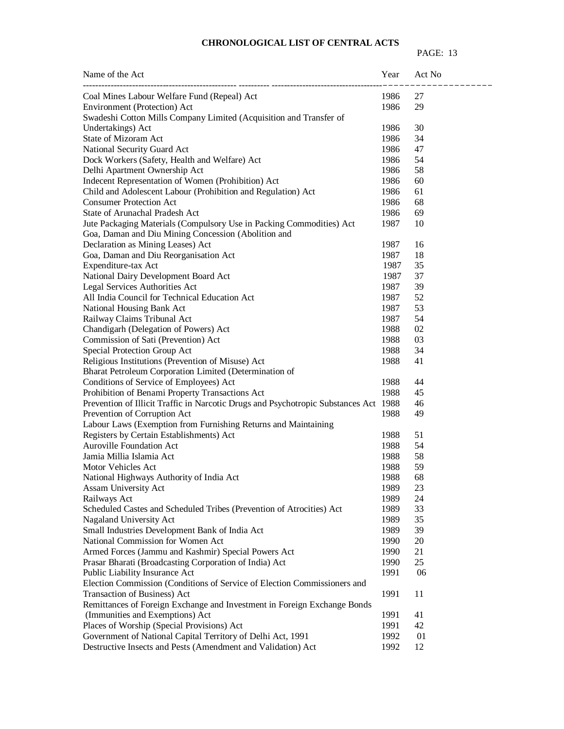**CHRONOLOGICAL LIST OF CENTRAL ACTS**

| Name of the Act | Year | Act No |
|---|---|---|
| Coal Mines Labour Welfare Fund (Repeal) Act | 1986 | 27 |
| Environment (Protection) Act | 1986 | 29 |
| Swadeshi Cotton Mills Company Limited (Acquisition and Transfer of Undertakings) Act | 1986 | 30 |
| State of Mizoram Act | 1986 | 34 |
| National Security Guard Act | 1986 | 47 |
| Dock Workers (Safety, Health and Welfare) Act | 1986 | 54 |
| Delhi Apartment Ownership Act | 1986 | 58 |
| Indecent Representation of Women (Prohibition) Act | 1986 | 60 |
| Child and Adolescent Labour (Prohibition and Regulation) Act | 1986 | 61 |
| Consumer Protection Act | 1986 | 68 |
| State of Arunachal Pradesh Act | 1986 | 69 |
| Jute Packaging Materials (Compulsory Use in Packing Commodities) Act | 1987 | 10 |
| Goa, Daman and Diu Mining Concession (Abolition and Declaration as Mining Leases) Act | 1987 | 16 |
| Goa, Daman and Diu Reorganisation Act | 1987 | 18 |
| Expenditure-tax Act | 1987 | 35 |
| National Dairy Development Board Act | 1987 | 37 |
| Legal Services Authorities Act | 1987 | 39 |
| All India Council for Technical Education Act | 1987 | 52 |
| National Housing Bank Act | 1987 | 53 |
| Railway Claims Tribunal Act | 1987 | 54 |
| Chandigarh (Delegation of Powers) Act | 1988 | 02 |
| Commission of Sati (Prevention) Act | 1988 | 03 |
| Special Protection Group Act | 1988 | 34 |
| Religious Institutions (Prevention of Misuse) Act | 1988 | 41 |
| Bharat Petroleum Corporation Limited (Determination of Conditions of Service of Employees) Act | 1988 | 44 |
| Prohibition of Benami Property Transactions Act | 1988 | 45 |
| Prevention of Illicit Traffic in Narcotic Drugs and Psychotropic Substances Act | 1988 | 46 |
| Prevention of Corruption Act | 1988 | 49 |
| Labour Laws (Exemption from Furnishing Returns and Maintaining Registers by Certain Establishments) Act | 1988 | 51 |
| Auroville Foundation Act | 1988 | 54 |
| Jamia Millia Islamia Act | 1988 | 58 |
| Motor Vehicles Act | 1988 | 59 |
| National Highways Authority of India Act | 1988 | 68 |
| Assam University Act | 1989 | 23 |
| Railways Act | 1989 | 24 |
| Scheduled Castes and Scheduled Tribes (Prevention of Atrocities) Act | 1989 | 33 |
| Nagaland University Act | 1989 | 35 |
| Small Industries Development Bank of India Act | 1989 | 39 |
| National Commission for Women Act | 1990 | 20 |
| Armed Forces (Jammu and Kashmir) Special Powers Act | 1990 | 21 |
| Prasar Bharati (Broadcasting Corporation of India) Act | 1990 | 25 |
| Public Liability Insurance Act | 1991 | 06 |
| Election Commission (Conditions of Service of Election Commissioners and Transaction of Business) Act | 1991 | 11 |
| Remittances of Foreign Exchange and Investment in Foreign Exchange Bonds (Immunities and Exemptions) Act | 1991 | 41 |
| Places of Worship (Special Provisions) Act | 1991 | 42 |
| Government of National Capital Territory of Delhi Act, 1991 | 1992 | 01 |
| Destructive Insects and Pests (Amendment and Validation) Act | 1992 | 12 |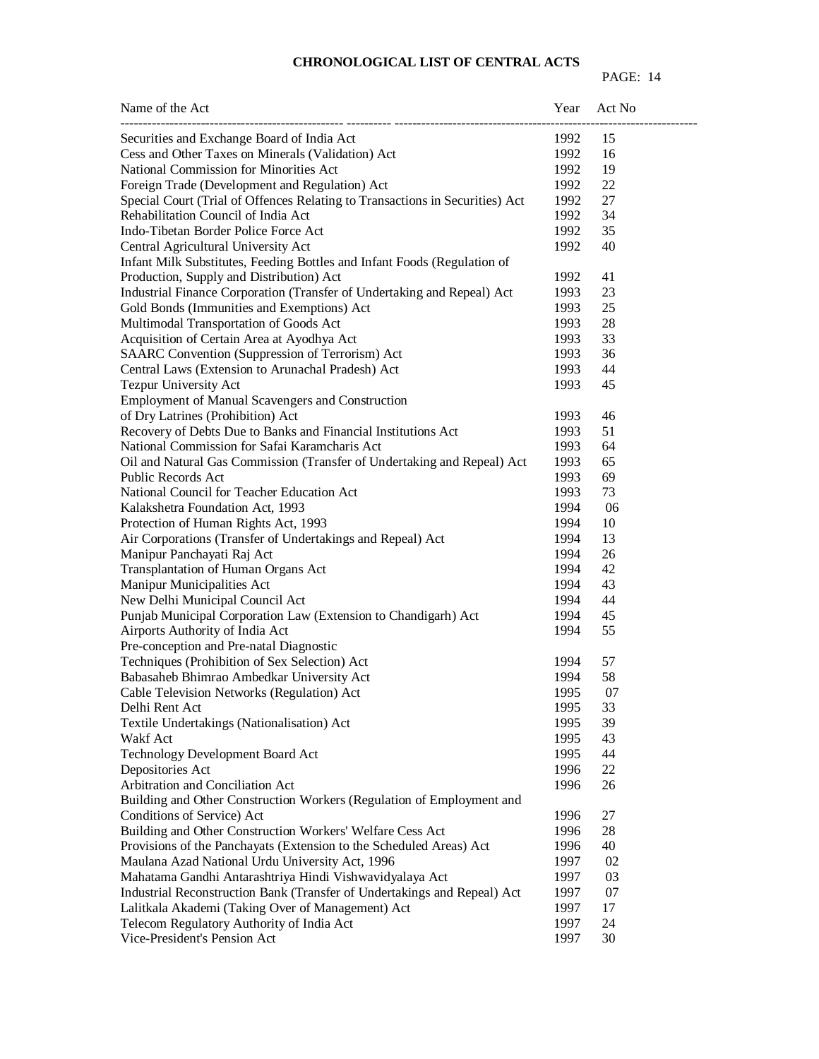**CHRONOLOGICAL LIST OF CENTRAL ACTS**

| Name of the Act | Year | Act No |
|---|---|---|
| Securities and Exchange Board of India Act | 1992 | 15 |
| Cess and Other Taxes on Minerals (Validation) Act | 1992 | 16 |
| National Commission for Minorities Act | 1992 | 19 |
| Foreign Trade (Development and Regulation) Act | 1992 | 22 |
| Special Court (Trial of Offences Relating to Transactions in Securities) Act | 1992 | 27 |
| Rehabilitation Council of India Act | 1992 | 34 |
| Indo-Tibetan Border Police Force Act | 1992 | 35 |
| Central Agricultural University Act | 1992 | 40 |
| Infant Milk Substitutes, Feeding Bottles and Infant Foods (Regulation of Production, Supply and Distribution) Act | 1992 | 41 |
| Industrial Finance Corporation (Transfer of Undertaking and Repeal) Act | 1993 | 23 |
| Gold Bonds (Immunities and Exemptions) Act | 1993 | 25 |
| Multimodal Transportation of Goods Act | 1993 | 28 |
| Acquisition of Certain Area at Ayodhya Act | 1993 | 33 |
| SAARC Convention (Suppression of Terrorism) Act | 1993 | 36 |
| Central Laws (Extension to Arunachal Pradesh) Act | 1993 | 44 |
| Tezpur University Act | 1993 | 45 |
| Employment of Manual Scavengers and Construction of Dry Latrines (Prohibition) Act | 1993 | 46 |
| Recovery of Debts Due to Banks and Financial Institutions Act | 1993 | 51 |
| National Commission for Safai Karamcharis Act | 1993 | 64 |
| Oil and Natural Gas Commission (Transfer of Undertaking and Repeal) Act | 1993 | 65 |
| Public Records Act | 1993 | 69 |
| National Council for Teacher Education Act | 1993 | 73 |
| Kalakshetra Foundation Act, 1993 | 1994 | 06 |
| Protection of Human Rights Act, 1993 | 1994 | 10 |
| Air Corporations (Transfer of Undertakings and Repeal) Act | 1994 | 13 |
| Manipur Panchayati Raj Act | 1994 | 26 |
| Transplantation of Human Organs Act | 1994 | 42 |
| Manipur Municipalities Act | 1994 | 43 |
| New Delhi Municipal Council Act | 1994 | 44 |
| Punjab Municipal Corporation Law (Extension to Chandigarh) Act | 1994 | 45 |
| Airports Authority of India Act | 1994 | 55 |
| Pre-conception and Pre-natal Diagnostic Techniques (Prohibition of Sex Selection) Act | 1994 | 57 |
| Babasaheb Bhimrao Ambedkar University Act | 1994 | 58 |
| Cable Television Networks (Regulation) Act | 1995 | 07 |
| Delhi Rent Act | 1995 | 33 |
| Textile Undertakings (Nationalisation) Act | 1995 | 39 |
| Wakf Act | 1995 | 43 |
| Technology Development Board Act | 1995 | 44 |
| Depositories Act | 1996 | 22 |
| Arbitration and Conciliation Act | 1996 | 26 |
| Building and Other Construction Workers (Regulation of Employment and Conditions of Service) Act | 1996 | 27 |
| Building and Other Construction Workers' Welfare Cess Act | 1996 | 28 |
| Provisions of the Panchayats (Extension to the Scheduled Areas) Act | 1996 | 40 |
| Maulana Azad National Urdu University Act, 1996 | 1997 | 02 |
| Mahatama Gandhi Antarashtriya Hindi Vishwavidyalaya Act | 1997 | 03 |
| Industrial Reconstruction Bank (Transfer of Undertakings and Repeal) Act | 1997 | 07 |
| Lalitkala Akademi (Taking Over of Management) Act | 1997 | 17 |
| Telecom Regulatory Authority of India Act | 1997 | 24 |
| Vice-President's Pension Act | 1997 | 30 |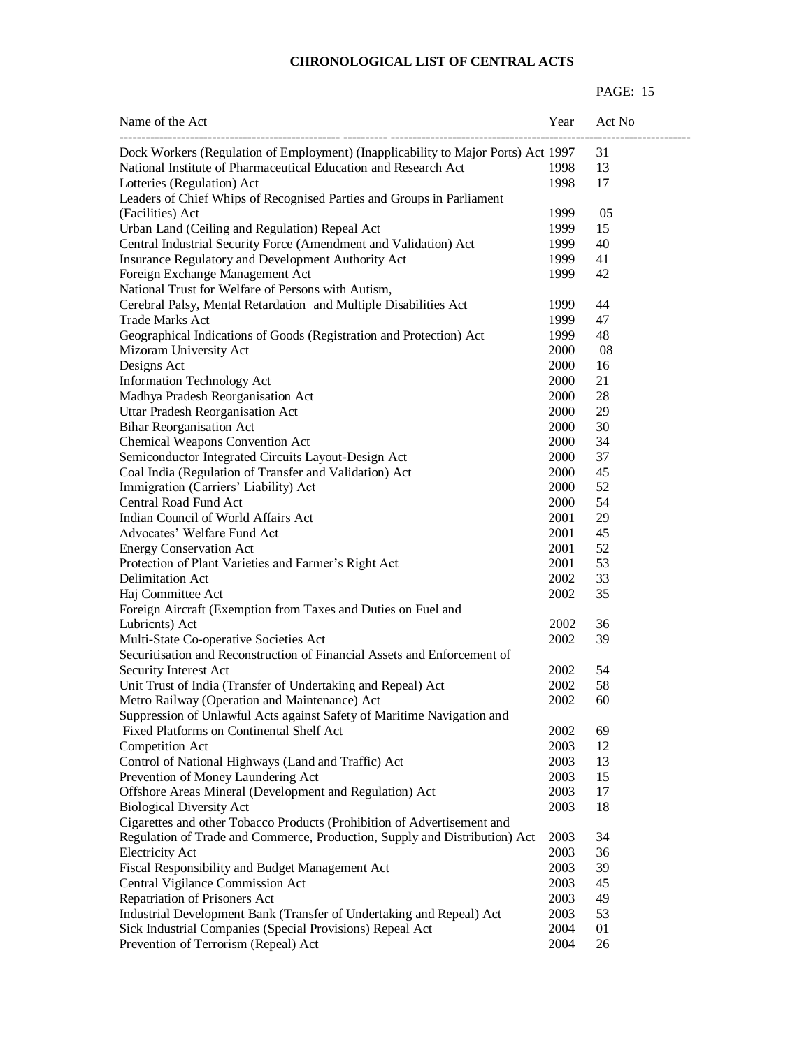# CHRONOLOGICAL LIST OF CENTRAL ACTS

| Name of the Act | Year | Act No |
|---|---|---|
| Dock Workers (Regulation of Employment) (Inapplicability to Major Ports) Act | 1997 | 31 |
| National Institute of Pharmaceutical Education and Research Act | 1998 | 13 |
| Lotteries (Regulation) Act | 1998 | 17 |
| Leaders of Chief Whips of Recognised Parties and Groups in Parliament (Facilities) Act | 1999 | 05 |
| Urban Land (Ceiling and Regulation) Repeal Act | 1999 | 15 |
| Central Industrial Security Force (Amendment and Validation) Act | 1999 | 40 |
| Insurance Regulatory and Development Authority Act | 1999 | 41 |
| Foreign Exchange Management Act | 1999 | 42 |
| National Trust for Welfare of Persons with Autism, Cerebral Palsy, Mental Retardation and Multiple Disabilities Act | 1999 | 44 |
| Trade Marks Act | 1999 | 47 |
| Geographical Indications of Goods (Registration and Protection) Act | 1999 | 48 |
| Mizoram University Act | 2000 | 08 |
| Designs Act | 2000 | 16 |
| Information Technology Act | 2000 | 21 |
| Madhya Pradesh Reorganisation Act | 2000 | 28 |
| Uttar Pradesh Reorganisation Act | 2000 | 29 |
| Bihar Reorganisation Act | 2000 | 30 |
| Chemical Weapons Convention Act | 2000 | 34 |
| Semiconductor Integrated Circuits Layout-Design Act | 2000 | 37 |
| Coal India (Regulation of Transfer and Validation) Act | 2000 | 45 |
| Immigration (Carriers' Liability) Act | 2000 | 52 |
| Central Road Fund Act | 2000 | 54 |
| Indian Council of World Affairs Act | 2001 | 29 |
| Advocates' Welfare Fund Act | 2001 | 45 |
| Energy Conservation Act | 2001 | 52 |
| Protection of Plant Varieties and Farmer's Right Act | 2001 | 53 |
| Delimitation Act | 2002 | 33 |
| Haj Committee Act | 2002 | 35 |
| Foreign Aircraft (Exemption from Taxes and Duties on Fuel and Lubricnts) Act | 2002 | 36 |
| Multi-State Co-operative Societies Act | 2002 | 39 |
| Securitisation and Reconstruction of Financial Assets and Enforcement of Security Interest Act | 2002 | 54 |
| Unit Trust of India (Transfer of Undertaking and Repeal) Act | 2002 | 58 |
| Metro Railway (Operation and Maintenance) Act | 2002 | 60 |
| Suppression of Unlawful Acts against Safety of Maritime Navigation and Fixed Platforms on Continental Shelf Act | 2002 | 69 |
| Competition Act | 2003 | 12 |
| Control of National Highways (Land and Traffic) Act | 2003 | 13 |
| Prevention of Money Laundering Act | 2003 | 15 |
| Offshore Areas Mineral (Development and Regulation) Act | 2003 | 17 |
| Biological Diversity Act | 2003 | 18 |
| Cigarettes and other Tobacco Products (Prohibition of Advertisement and Regulation of Trade and Commerce, Production, Supply and Distribution) Act | 2003 | 34 |
| Electricity Act | 2003 | 36 |
| Fiscal Responsibility and Budget Management Act | 2003 | 39 |
| Central Vigilance Commission Act | 2003 | 45 |
| Repatriation of Prisoners Act | 2003 | 49 |
| Industrial Development Bank (Transfer of Undertaking and Repeal) Act | 2003 | 53 |
| Sick Industrial Companies (Special Provisions) Repeal Act | 2004 | 01 |
| Prevention of Terrorism (Repeal) Act | 2004 | 26 |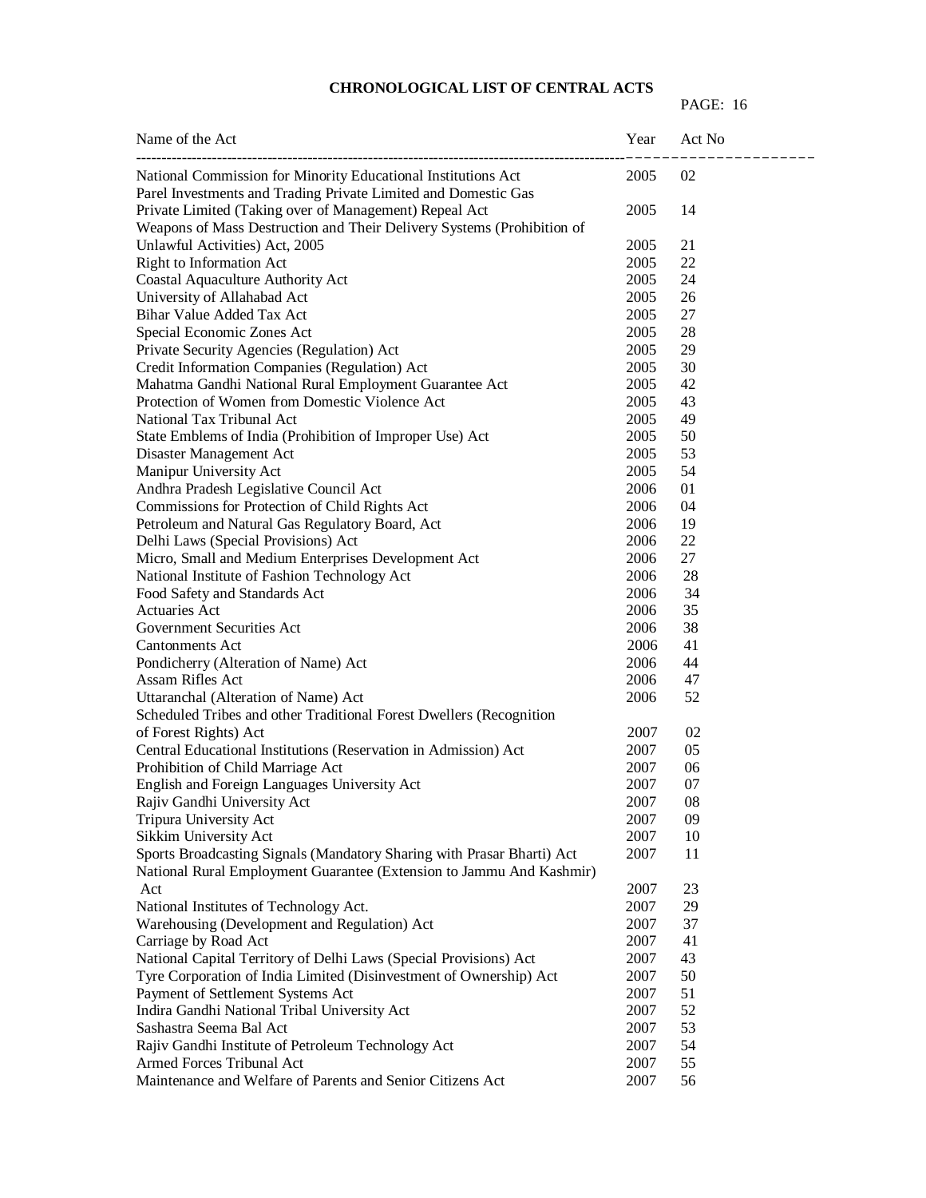## CHRONOLOGICAL LIST OF CENTRAL ACTS

| Name of the Act | Year | Act No |
|---|---|---|
| National Commission for Minority Educational Institutions Act | 2005 | 02 |
| Parel Investments and Trading Private Limited and Domestic Gas Private Limited (Taking over of Management) Repeal Act | 2005 | 14 |
| Weapons of Mass Destruction and Their Delivery Systems (Prohibition of Unlawful Activities) Act, 2005 | 2005 | 21 |
| Right to Information Act | 2005 | 22 |
| Coastal Aquaculture Authority Act | 2005 | 24 |
| University of Allahabad Act | 2005 | 26 |
| Bihar Value Added Tax Act | 2005 | 27 |
| Special Economic Zones Act | 2005 | 28 |
| Private Security Agencies (Regulation) Act | 2005 | 29 |
| Credit Information Companies (Regulation) Act | 2005 | 30 |
| Mahatma Gandhi National Rural Employment Guarantee Act | 2005 | 42 |
| Protection of Women from Domestic Violence Act | 2005 | 43 |
| National Tax Tribunal Act | 2005 | 49 |
| State Emblems of India (Prohibition of Improper Use) Act | 2005 | 50 |
| Disaster Management Act | 2005 | 53 |
| Manipur University Act | 2005 | 54 |
| Andhra Pradesh Legislative Council Act | 2006 | 01 |
| Commissions for Protection of Child Rights Act | 2006 | 04 |
| Petroleum and Natural Gas Regulatory Board, Act | 2006 | 19 |
| Delhi Laws (Special Provisions) Act | 2006 | 22 |
| Micro, Small and Medium Enterprises Development Act | 2006 | 27 |
| National Institute of Fashion Technology Act | 2006 | 28 |
| Food Safety and Standards Act | 2006 | 34 |
| Actuaries Act | 2006 | 35 |
| Government Securities Act | 2006 | 38 |
| Cantonments Act | 2006 | 41 |
| Pondicherry (Alteration of Name) Act | 2006 | 44 |
| Assam Rifles Act | 2006 | 47 |
| Uttaranchal (Alteration of Name) Act | 2006 | 52 |
| Scheduled Tribes and other Traditional Forest Dwellers (Recognition of Forest Rights) Act | 2007 | 02 |
| Central Educational Institutions (Reservation in Admission) Act | 2007 | 05 |
| Prohibition of Child Marriage Act | 2007 | 06 |
| English and Foreign Languages University Act | 2007 | 07 |
| Rajiv Gandhi University Act | 2007 | 08 |
| Tripura University Act | 2007 | 09 |
| Sikkim University Act | 2007 | 10 |
| Sports Broadcasting Signals (Mandatory Sharing with Prasar Bharti) Act | 2007 | 11 |
| National Rural Employment Guarantee (Extension to Jammu And Kashmir) Act | 2007 | 23 |
| National Institutes of Technology Act. | 2007 | 29 |
| Warehousing (Development and Regulation) Act | 2007 | 37 |
| Carriage by Road Act | 2007 | 41 |
| National Capital Territory of Delhi Laws (Special Provisions) Act | 2007 | 43 |
| Tyre Corporation of India Limited (Disinvestment of Ownership) Act | 2007 | 50 |
| Payment of Settlement Systems Act | 2007 | 51 |
| Indira Gandhi National Tribal University Act | 2007 | 52 |
| Sashastra Seema Bal Act | 2007 | 53 |
| Rajiv Gandhi Institute of Petroleum Technology Act | 2007 | 54 |
| Armed Forces Tribunal Act | 2007 | 55 |
| Maintenance and Welfare of Parents and Senior Citizens Act | 2007 | 56 |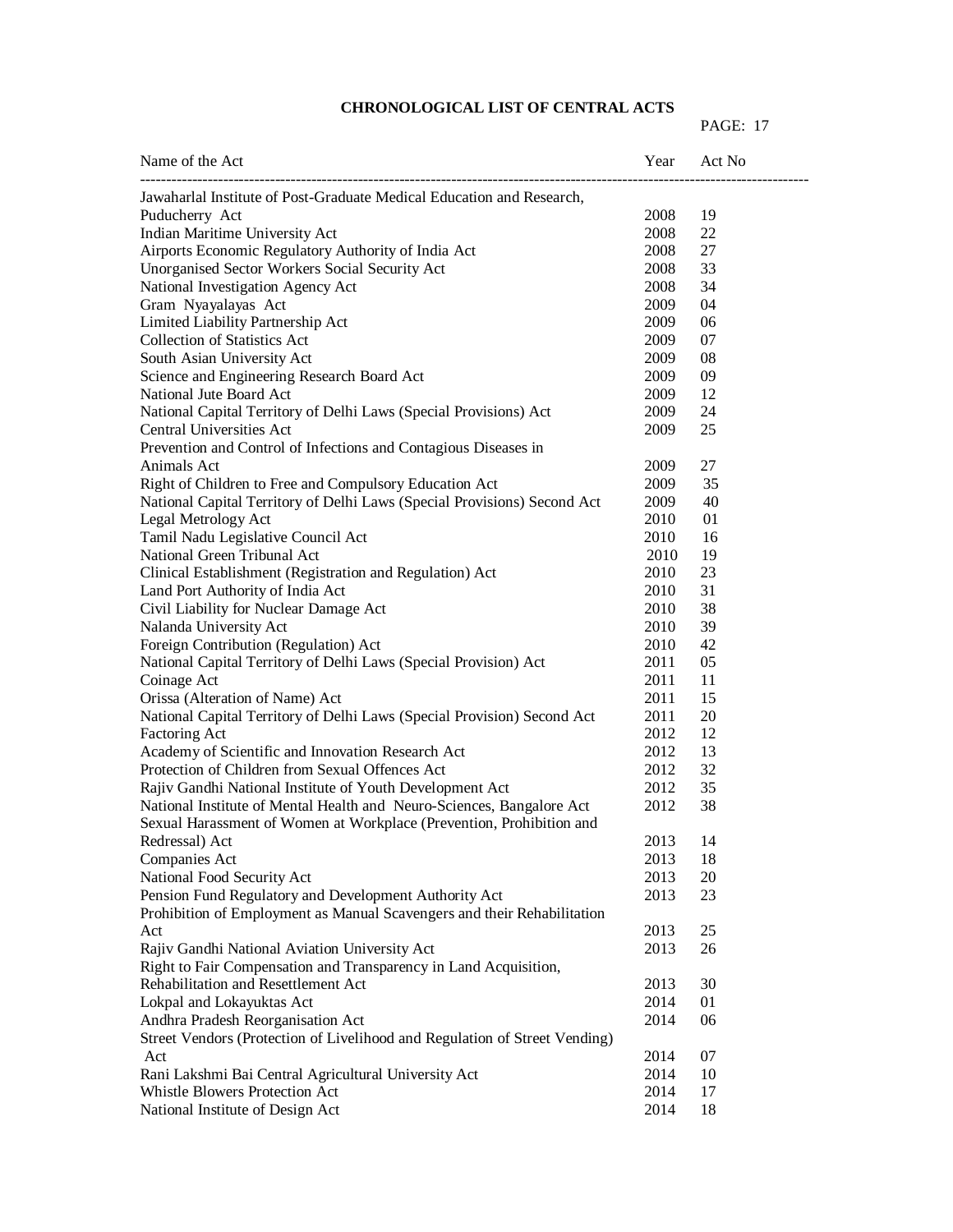**CHRONOLOGICAL LIST OF CENTRAL ACTS**

| Name of the Act | Year | Act No |
|---|---|---|
| Jawaharlal Institute of Post-Graduate Medical Education and Research, Puducherry Act | 2008 | 19 |
| Indian Maritime University Act | 2008 | 22 |
| Airports Economic Regulatory Authority of India Act | 2008 | 27 |
| Unorganised Sector Workers Social Security Act | 2008 | 33 |
| National Investigation Agency Act | 2008 | 34 |
| Gram Nyayalayas Act | 2009 | 04 |
| Limited Liability Partnership Act | 2009 | 06 |
| Collection of Statistics Act | 2009 | 07 |
| South Asian University Act | 2009 | 08 |
| Science and Engineering Research Board Act | 2009 | 09 |
| National Jute Board Act | 2009 | 12 |
| National Capital Territory of Delhi Laws (Special Provisions) Act | 2009 | 24 |
| Central Universities Act | 2009 | 25 |
| Prevention and Control of Infections and Contagious Diseases in Animals Act | 2009 | 27 |
| Right of Children to Free and Compulsory Education Act | 2009 | 35 |
| National Capital Territory of Delhi Laws (Special Provisions) Second Act | 2009 | 40 |
| Legal Metrology Act | 2010 | 01 |
| Tamil Nadu Legislative Council Act | 2010 | 16 |
| National Green Tribunal Act | 2010 | 19 |
| Clinical Establishment (Registration and Regulation) Act | 2010 | 23 |
| Land Port Authority of India Act | 2010 | 31 |
| Civil Liability for Nuclear Damage Act | 2010 | 38 |
| Nalanda University Act | 2010 | 39 |
| Foreign Contribution (Regulation) Act | 2010 | 42 |
| National Capital Territory of Delhi Laws (Special Provision) Act | 2011 | 05 |
| Coinage Act | 2011 | 11 |
| Orissa (Alteration of Name) Act | 2011 | 15 |
| National Capital Territory of Delhi Laws (Special Provision) Second Act | 2011 | 20 |
| Factoring Act | 2012 | 12 |
| Academy of Scientific and Innovation Research Act | 2012 | 13 |
| Protection of Children from Sexual Offences Act | 2012 | 32 |
| Rajiv Gandhi National Institute of Youth Development Act | 2012 | 35 |
| National Institute of Mental Health and Neuro-Sciences, Bangalore Act | 2012 | 38 |
| Sexual Harassment of Women at Workplace (Prevention, Prohibition and Redressal) Act | 2013 | 14 |
| Companies Act | 2013 | 18 |
| National Food Security Act | 2013 | 20 |
| Pension Fund Regulatory and Development Authority Act | 2013 | 23 |
| Prohibition of Employment as Manual Scavengers and their Rehabilitation Act | 2013 | 25 |
| Rajiv Gandhi National Aviation University Act | 2013 | 26 |
| Right to Fair Compensation and Transparency in Land Acquisition, Rehabilitation and Resettlement Act | 2013 | 30 |
| Lokpal and Lokayuktas Act | 2014 | 01 |
| Andhra Pradesh Reorganisation Act | 2014 | 06 |
| Street Vendors (Protection of Livelihood and Regulation of Street Vending) Act | 2014 | 07 |
| Rani Lakshmi Bai Central Agricultural University Act | 2014 | 10 |
| Whistle Blowers Protection Act | 2014 | 17 |
| National Institute of Design Act | 2014 | 18 |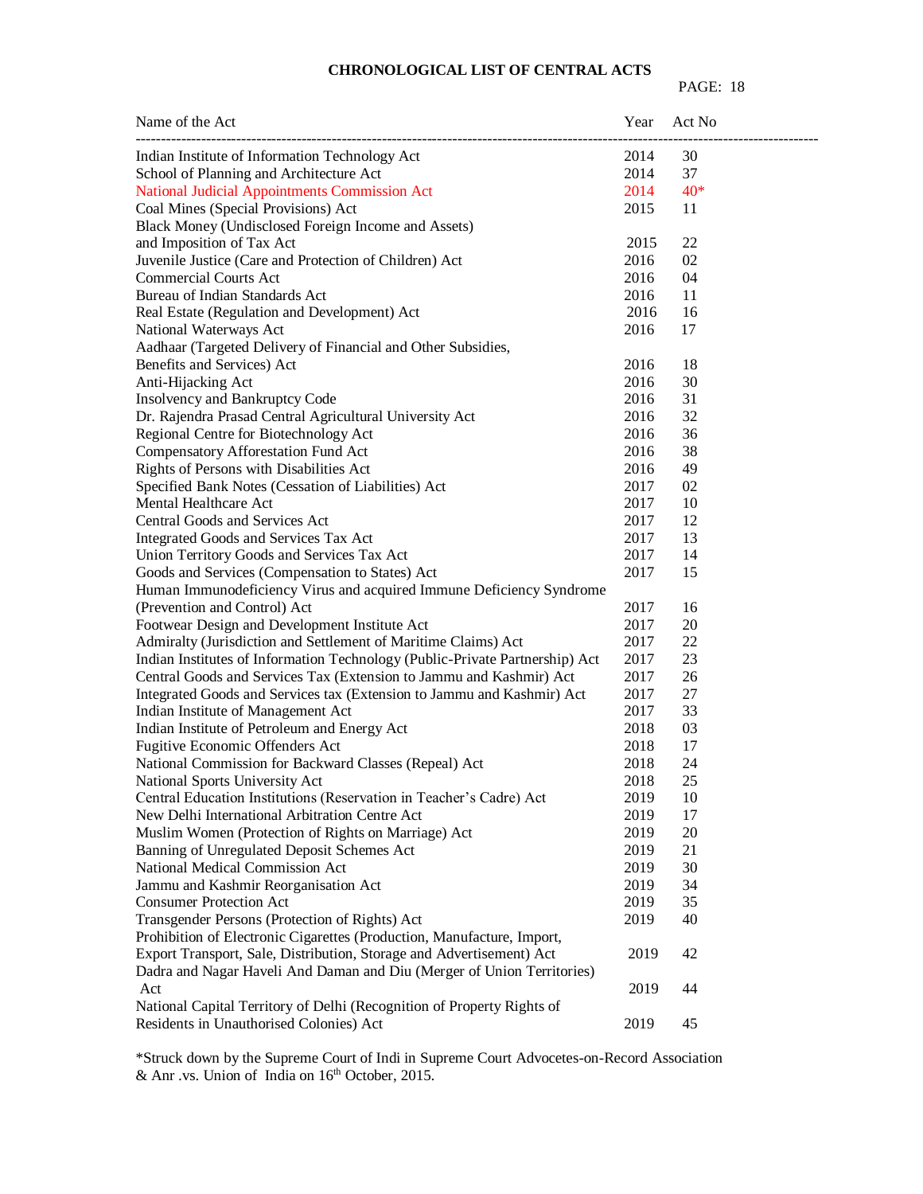# CHRONOLOGICAL LIST OF CENTRAL ACTS

| Name of the Act | Year | Act No |
|---|---|---|
| Indian Institute of Information Technology Act | 2014 | 30 |
| School of Planning and Architecture Act | 2014 | 37 |
| National Judicial Appointments Commission Act | 2014 | 40* |
| Coal Mines (Special Provisions) Act | 2015 | 11 |
| Black Money (Undisclosed Foreign Income and Assets) and Imposition of Tax Act | 2015 | 22 |
| Juvenile Justice (Care and Protection of Children) Act | 2016 | 02 |
| Commercial Courts Act | 2016 | 04 |
| Bureau of Indian Standards Act | 2016 | 11 |
| Real Estate (Regulation and Development) Act | 2016 | 16 |
| National Waterways Act | 2016 | 17 |
| Aadhaar (Targeted Delivery of Financial and Other Subsidies, Benefits and Services) Act | 2016 | 18 |
| Anti-Hijacking Act | 2016 | 30 |
| Insolvency and Bankruptcy Code | 2016 | 31 |
| Dr. Rajendra Prasad Central Agricultural University Act | 2016 | 32 |
| Regional Centre for Biotechnology Act | 2016 | 36 |
| Compensatory Afforestation Fund Act | 2016 | 38 |
| Rights of Persons with Disabilities Act | 2016 | 49 |
| Specified Bank Notes (Cessation of Liabilities) Act | 2017 | 02 |
| Mental Healthcare Act | 2017 | 10 |
| Central Goods and Services Act | 2017 | 12 |
| Integrated Goods and Services Tax Act | 2017 | 13 |
| Union Territory Goods and Services Tax Act | 2017 | 14 |
| Goods and Services (Compensation to States) Act | 2017 | 15 |
| Human Immunodeficiency Virus and acquired Immune Deficiency Syndrome (Prevention and Control) Act | 2017 | 16 |
| Footwear Design and Development Institute Act | 2017 | 20 |
| Admiralty (Jurisdiction and Settlement of Maritime Claims) Act | 2017 | 22 |
| Indian Institutes of Information Technology (Public-Private Partnership) Act | 2017 | 23 |
| Central Goods and Services Tax (Extension to Jammu and Kashmir) Act | 2017 | 26 |
| Integrated Goods and Services tax (Extension to Jammu and Kashmir) Act | 2017 | 27 |
| Indian Institute of Management Act | 2017 | 33 |
| Indian Institute of Petroleum and Energy Act | 2018 | 03 |
| Fugitive Economic Offenders Act | 2018 | 17 |
| National Commission for Backward Classes (Repeal) Act | 2018 | 24 |
| National Sports University Act | 2018 | 25 |
| Central Education Institutions (Reservation in Teacher's Cadre) Act | 2019 | 10 |
| New Delhi International Arbitration Centre Act | 2019 | 17 |
| Muslim Women (Protection of Rights on Marriage) Act | 2019 | 20 |
| Banning of Unregulated Deposit Schemes Act | 2019 | 21 |
| National Medical Commission Act | 2019 | 30 |
| Jammu and Kashmir Reorganisation Act | 2019 | 34 |
| Consumer Protection Act | 2019 | 35 |
| Transgender Persons (Protection of Rights) Act | 2019 | 40 |
| Prohibition of Electronic Cigarettes (Production, Manufacture, Import, Export Transport, Sale, Distribution, Storage and Advertisement) Act | 2019 | 42 |
| Dadra and Nagar Haveli And Daman and Diu (Merger of Union Territories) Act | 2019 | 44 |
| National Capital Territory of Delhi (Recognition of Property Rights of Residents in Unauthorised Colonies) Act | 2019 | 45 |

*Struck down by the Supreme Court of Indi in Supreme Court Advocetes-on-Record Association & Anr .vs. Union of India on 16th October, 2015.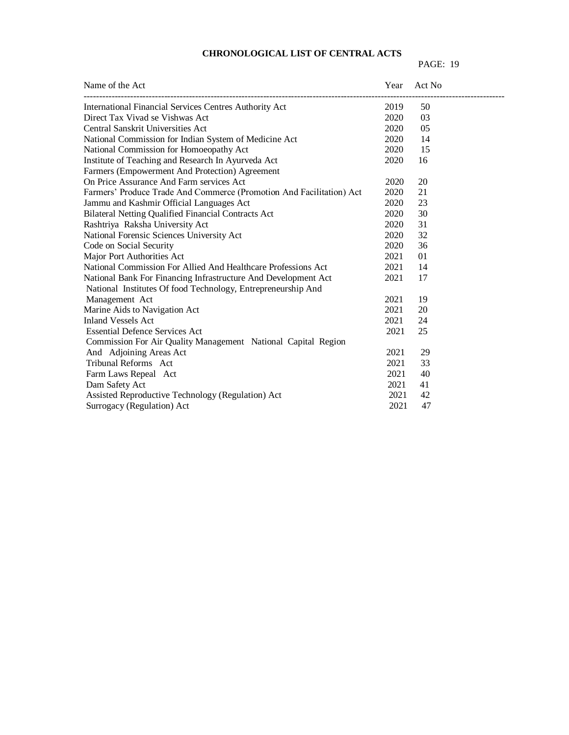**CHRONOLOGICAL LIST OF CENTRAL ACTS**

| Name of the Act | Year | Act No |
|---|---|---|
| International Financial Services Centres Authority Act | 2019 | 50 |
| Direct Tax Vivad se Vishwas Act | 2020 | 03 |
| Central Sanskrit Universities Act | 2020 | 05 |
| National Commission for Indian System of Medicine Act | 2020 | 14 |
| National Commission for Homoeopathy Act | 2020 | 15 |
| Institute of Teaching and Research In Ayurveda Act | 2020 | 16 |
| Farmers (Empowerment And Protection) Agreement On Price Assurance And Farm services Act | 2020 | 20 |
| Farmers' Produce Trade And Commerce (Promotion And Facilitation) Act | 2020 | 21 |
| Jammu and Kashmir Official Languages Act | 2020 | 23 |
| Bilateral Netting Qualified Financial Contracts Act | 2020 | 30 |
| Rashtriya Raksha University Act | 2020 | 31 |
| National Forensic Sciences University Act | 2020 | 32 |
| Code on Social Security | 2020 | 36 |
| Major Port Authorities Act | 2021 | 01 |
| National Commission For Allied And Healthcare Professions Act | 2021 | 14 |
| National Bank For Financing Infrastructure And Development Act | 2021 | 17 |
| National Institutes Of food Technology, Entrepreneurship And Management Act | 2021 | 19 |
| Marine Aids to Navigation Act | 2021 | 20 |
| Inland Vessels Act | 2021 | 24 |
| Essential Defence Services Act | 2021 | 25 |
| Commission For Air Quality Management National Capital Region And Adjoining Areas Act | 2021 | 29 |
| Tribunal Reforms Act | 2021 | 33 |
| Farm Laws Repeal Act | 2021 | 40 |
| Dam Safety Act | 2021 | 41 |
| Assisted Reproductive Technology (Regulation) Act | 2021 | 42 |
| Surrogacy (Regulation) Act | 2021 | 47 |